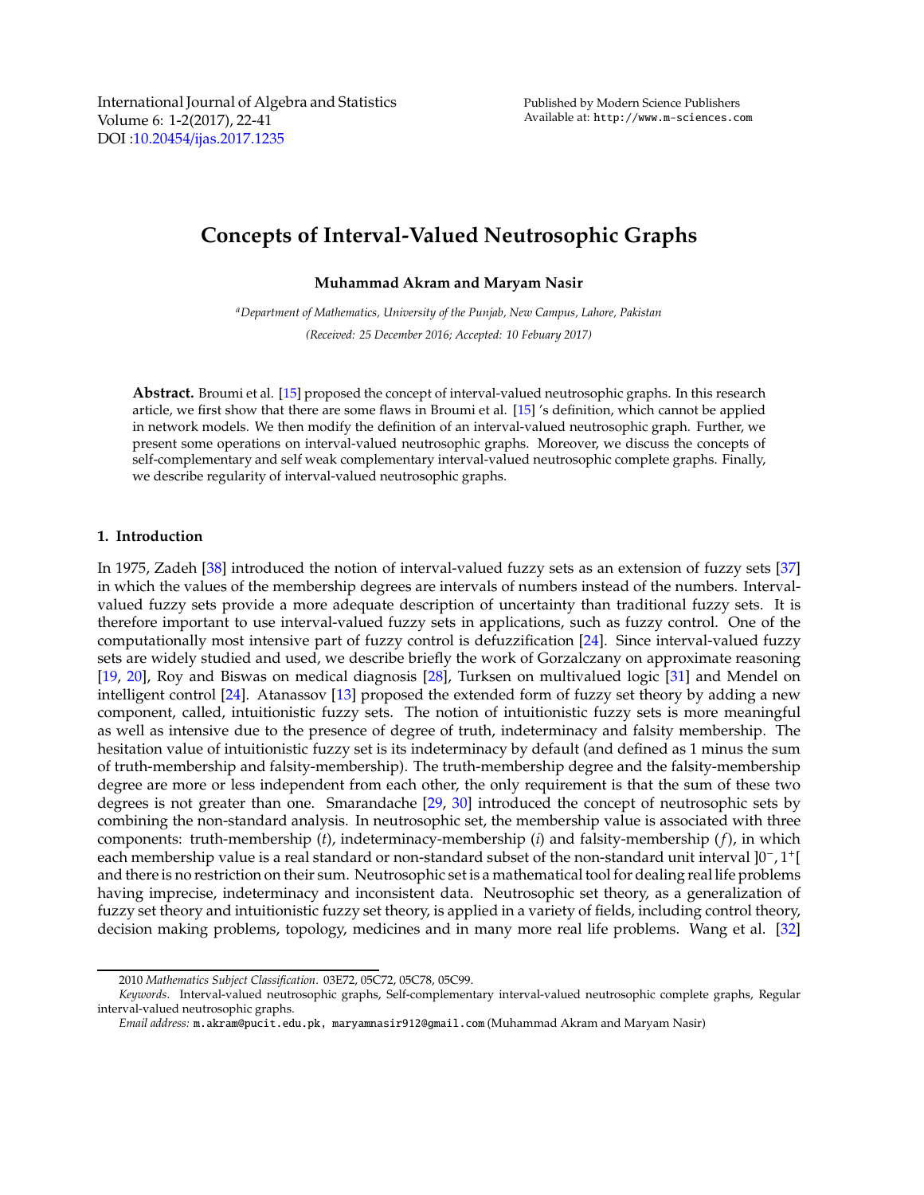International Journal of Algebra and Statistics
Volume 6: 1-2(2017), 22-41
DOI :10.20454/ijas.2017.1235

Published by Modern Science Publishers
Available at: http://www.m-sciences.com

# Concepts of Interval-Valued Neutrosophic Graphs

**Muhammad Akram and Maryam Nasir**

[a] *Department of Mathematics, University of the Punjab, New Campus, Lahore, Pakistan*

*(Received: 25 December 2016; Accepted: 10 Febuary 2017)*

**Abstract.** Broumi et al. [15] proposed the concept of interval-valued neutrosophic graphs. In this research article, we first show that there are some flaws in Broumi et al. [15] 's definition, which cannot be applied in network models. We then modify the definition of an interval-valued neutrosophic graph. Further, we present some operations on interval-valued neutrosophic graphs. Moreover, we discuss the concepts of self-complementary and self weak complementary interval-valued neutrosophic complete graphs. Finally, we describe regularity of interval-valued neutrosophic graphs.

## 1. Introduction

In 1975, Zadeh [38] introduced the notion of interval-valued fuzzy sets as an extension of fuzzy sets [37] in which the values of the membership degrees are intervals of numbers instead of the numbers. Interval-valued fuzzy sets provide a more adequate description of uncertainty than traditional fuzzy sets. It is therefore important to use interval-valued fuzzy sets in applications, such as fuzzy control. One of the computationally most intensive part of fuzzy control is defuzzification [24]. Since interval-valued fuzzy sets are widely studied and used, we describe briefly the work of Gorzalczany on approximate reasoning [19, 20], Roy and Biswas on medical diagnosis [28], Turksen on multivalued logic [31] and Mendel on intelligent control [24]. Atanassov [13] proposed the extended form of fuzzy set theory by adding a new component, called, intuitionistic fuzzy sets. The notion of intuitionistic fuzzy sets is more meaningful as well as intensive due to the presence of degree of truth, indeterminacy and falsity membership. The hesitation value of intuitionistic fuzzy set is its indeterminacy by default (and defined as 1 minus the sum of truth-membership and falsity-membership). The truth-membership degree and the falsity-membership degree are more or less independent from each other, the only requirement is that the sum of these two degrees is not greater than one. Smarandache [29, 30] introduced the concept of neutrosophic sets by combining the non-standard analysis. In neutrosophic set, the membership value is associated with three components: truth-membership ($t$), indeterminacy-membership ($i$) and falsity-membership ($f$), in which each membership value is a real standard or non-standard subset of the non-standard unit interval $]0^-, 1^+[$ and there is no restriction on their sum. Neutrosophic set is a mathematical tool for dealing real life problems having imprecise, indeterminacy and inconsistent data. Neutrosophic set theory, as a generalization of fuzzy set theory and intuitionistic fuzzy set theory, is applied in a variety of fields, including control theory, decision making problems, topology, medicines and in many more real life problems. Wang et al. [32]

2010 *Mathematics Subject Classification*. 03E72, 05C72, 05C78, 05C99.

*Keywords*. Interval-valued neutrosophic graphs, Self-complementary interval-valued neutrosophic complete graphs, Regular interval-valued neutrosophic graphs.

*Email address:* m.akram@pucit.edu.pk, maryamnasir912@gmail.com (Muhammad Akram and Maryam Nasir)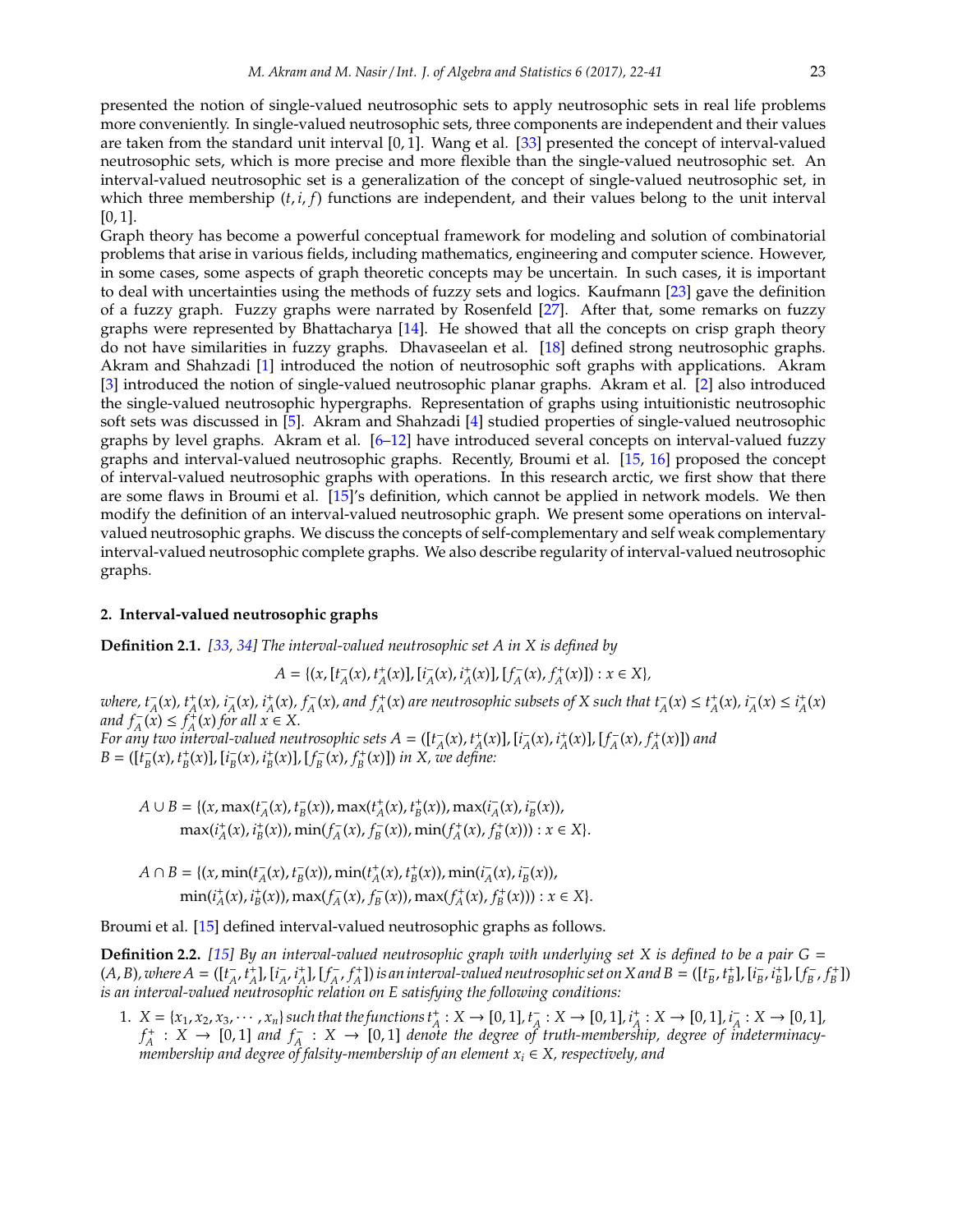presented the notion of single-valued neutrosophic sets to apply neutrosophic sets in real life problems more conveniently. In single-valued neutrosophic sets, three components are independent and their values are taken from the standard unit interval $[0, 1]$. Wang et al. [33] presented the concept of interval-valued neutrosophic sets, which is more precise and more flexible than the single-valued neutrosophic set. An interval-valued neutrosophic set is a generalization of the concept of single-valued neutrosophic set, in which three membership $(t, i, f)$ functions are independent, and their values belong to the unit interval $[0, 1]$.

Graph theory has become a powerful conceptual framework for modeling and solution of combinatorial problems that arise in various fields, including mathematics, engineering and computer science. However, in some cases, some aspects of graph theoretic concepts may be uncertain. In such cases, it is important to deal with uncertainties using the methods of fuzzy sets and logics. Kaufmann [23] gave the definition of a fuzzy graph. Fuzzy graphs were narrated by Rosenfeld [27]. After that, some remarks on fuzzy graphs were represented by Bhattacharya [14]. He showed that all the concepts on crisp graph theory do not have similarities in fuzzy graphs. Dhavaseelan et al. [18] defined strong neutrosophic graphs. Akram and Shahzadi [1] introduced the notion of neutrosophic soft graphs with applications. Akram [3] introduced the notion of single-valued neutrosophic planar graphs. Akram et al. [2] also introduced the single-valued neutrosophic hypergraphs. Representation of graphs using intuitionistic neutrosophic soft sets was discussed in [5]. Akram and Shahzadi [4] studied properties of single-valued neutrosophic graphs by level graphs. Akram et al. [6–12] have introduced several concepts on interval-valued fuzzy graphs and interval-valued neutrosophic graphs. Recently, Broumi et al. [15, 16] proposed the concept of interval-valued neutrosophic graphs with operations. In this research arctic, we first show that there are some flaws in Broumi et al. [15]'s definition, which cannot be applied in network models. We then modify the definition of an interval-valued neutrosophic graph. We present some operations on interval-valued neutrosophic graphs. We discuss the concepts of self-complementary and self weak complementary interval-valued neutrosophic complete graphs. We also describe regularity of interval-valued neutrosophic graphs.

## 2. Interval-valued neutrosophic graphs

**Definition 2.1.** *[33, 34] The interval-valued neutrosophic set A in X is defined by*

$$A = \{(x, [t_A^-(x), t_A^+(x)], [i_A^-(x), i_A^+(x)], [f_A^-(x), f_A^+(x)]) : x \in X\},$$

*where, $t_A^-(x)$, $t_A^+(x)$, $i_A^-(x)$, $i_A^+(x)$, $f_A^-(x)$, and $f_A^+(x)$ are neutrosophic subsets of X such that $t_A^-(x) \le t_A^+(x)$, $i_A^-(x) \le i_A^+(x)$ and $f_A^-(x) \le f_A^+(x)$ for all $x \in X$.*
*For any two interval-valued neutrosophic sets $A = ([t_A^-(x), t_A^+(x)], [i_A^-(x), i_A^+(x)], [f_A^-(x), f_A^+(x)])$ and $B = ([t_B^-(x), t_B^+(x)], [i_B^-(x), i_B^+(x)], [f_B^-(x), f_B^+(x)])$ in X, we define:*

$$A \cup B = \{(x, \max(t_A^-(x), t_B^-(x)), \max(t_A^+(x), t_B^+(x)), \max(i_A^-(x), i_B^-(x)), \max(i_A^+(x), i_B^+(x)), \min(f_A^-(x), f_B^-(x)), \min(f_A^+(x), f_B^+(x))) : x \in X\}.$$

$$A \cap B = \{(x, \min(t_A^-(x), t_B^-(x)), \min(t_A^+(x), t_B^+(x)), \min(i_A^-(x), i_B^-(x)), \min(i_A^+(x), i_B^+(x)), \max(f_A^-(x), f_B^-(x)), \max(f_A^+(x), f_B^+(x))) : x \in X\}.$$

Broumi et al. [15] defined interval-valued neutrosophic graphs as follows.

**Definition 2.2.** *[15] By an interval-valued neutrosophic graph with underlying set X is defined to be a pair $G = (A, B)$, where $A = ([t_A^-, t_A^+], [i_A^-, i_A^+], [f_A^-, f_A^+])$ is an interval-valued neutrosophic set on X and $B = ([t_B^-, t_B^+], [i_B^-, i_B^+], [f_B^-, f_B^+])$ is an interval-valued neutrosophic relation on E satisfying the following conditions:*

1. *$X = \{x_1, x_2, x_3, \cdots, x_n\}$ such that the functions $t_A^+ : X \to [0, 1]$, $t_A^- : X \to [0, 1]$, $i_A^+ : X \to [0, 1]$, $i_A^- : X \to [0, 1]$, $f_A^+ : X \to [0, 1]$ and $f_A^- : X \to [0, 1]$ denote the degree of truth-membership, degree of indeterminacy-membership and degree of falsity-membership of an element $x_i \in X$, respectively, and*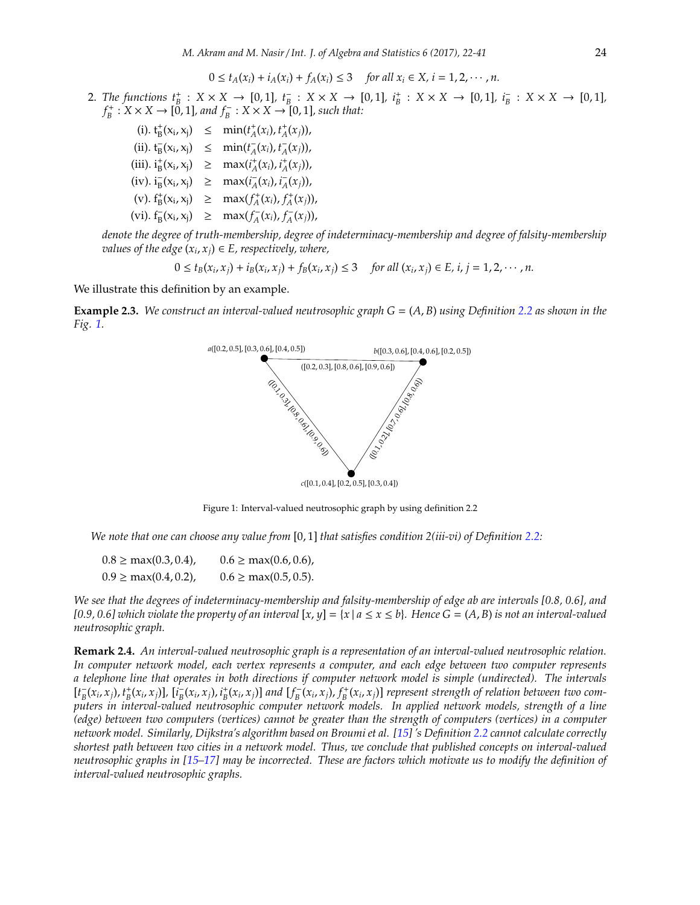$$0 \leq t_A(x_i) + i_A(x_i) + f_A(x_i) \leq 3 \quad \textit{for all } x_i \in X, i = 1, 2, \cdots, n.$$

2. *The functions* $t_B^+ : X \times X \to [0,1]$, $t_B^- : X \times X \to [0,1]$, $i_B^+ : X \times X \to [0,1]$, $i_B^- : X \times X \to [0,1]$, $f_B^+ : X \times X \to [0,1]$, *and* $f_B^- : X \times X \to [0,1]$, *such that:*

$$
\begin{aligned}
\text{(i). } t_B^+(x_i, x_j) &\leq \min(t_A^+(x_i), t_A^+(x_j)),\\
\text{(ii). } t_B^-(x_i, x_j) &\leq \min(t_A^-(x_i), t_A^-(x_j)),\\
\text{(iii). } i_B^+(x_i, x_j) &\geq \max(i_A^+(x_i), i_A^+(x_j)),\\
\text{(iv). } i_B^-(x_i, x_j) &\geq \max(i_A^-(x_i), i_A^-(x_j)),\\
\text{(v). } f_B^+(x_i, x_j) &\geq \max(f_A^+(x_i), f_A^+(x_j)),\\
\text{(vi). } f_B^-(x_i, x_j) &\geq \max(f_A^-(x_i), f_A^-(x_j)),
\end{aligned}
$$

*denote the degree of truth-membership, degree of indeterminacy-membership and degree of falsity-membership values of the edge* $(x_i, x_j) \in E$, *respectively, where,*

$$0 \leq t_B(x_i, x_j) + i_B(x_i, x_j) + f_B(x_i, x_j) \leq 3 \quad \textit{for all } (x_i, x_j) \in E, i, j = 1, 2, \cdots, n.$$

We illustrate this definition by an example.

**Example 2.3.** *We construct an interval-valued neutrosophic graph* $G = (A, B)$ *using Definition 2.2 as shown in the Fig. 1.*

a([0.2, 0.5], [0.3, 0.6], [0.4, 0.5]) &nbsp; b([0.3, 0.6], [0.4, 0.6], [0.2, 0.5]) &nbsp; c([0.1, 0.4], [0.2, 0.5], [0.3, 0.4])

ab: ([0.2, 0.3], [0.8, 0.6], [0.9, 0.6]) &nbsp; ac: ([0.1, 0.3], [0.8, 0.6], [0.9, 0.6]) &nbsp; bc: ([0.1, 0.2], [0.7, 0.6], [0.8, 0.6])

Figure 1: Interval-valued neutrosophic graph by using definition 2.2

*We note that one can choose any value from* $[0,1]$ *that satisfies condition 2(iii-vi) of Definition 2.2:*

$$0.8 \geq \max(0.3, 0.4), \qquad 0.6 \geq \max(0.6, 0.6),$$
$$0.9 \geq \max(0.4, 0.2), \qquad 0.6 \geq \max(0.5, 0.5).$$

*We see that the degrees of indeterminacy-membership and falsity-membership of edge ab are intervals [0.8, 0.6], and [0.9, 0.6] which violate the property of an interval* $[x, y] = \{x \mid a \leq x \leq b\}$. *Hence* $G = (A, B)$ *is not an interval-valued neutrosophic graph.*

**Remark 2.4.** *An interval-valued neutrosophic graph is a representation of an interval-valued neutrosophic relation. In computer network model, each vertex represents a computer, and each edge between two computer represents a telephone line that operates in both directions if computer network model is simple (undirected). The intervals* $[t_B^-(x_i, x_j), t_B^+(x_i, x_j)]$, $[i_B^-(x_i, x_j), i_B^+(x_i, x_j)]$ *and* $[f_B^-(x_i, x_j), f_B^+(x_i, x_j)]$ *represent strength of relation between two computers in interval-valued neutrosophic computer network models. In applied network models, strength of a line (edge) between two computers (vertices) cannot be greater than the strength of computers (vertices) in a computer network model. Similarly, Dijkstra's algorithm based on Broumi et al. [15]'s Definition 2.2 cannot calculate correctly shortest path between two cities in a network model. Thus, we conclude that published concepts on interval-valued neutrosophic graphs in [15–17] may be incorrected. These are factors which motivate us to modify the definition of interval-valued neutrosophic graphs.*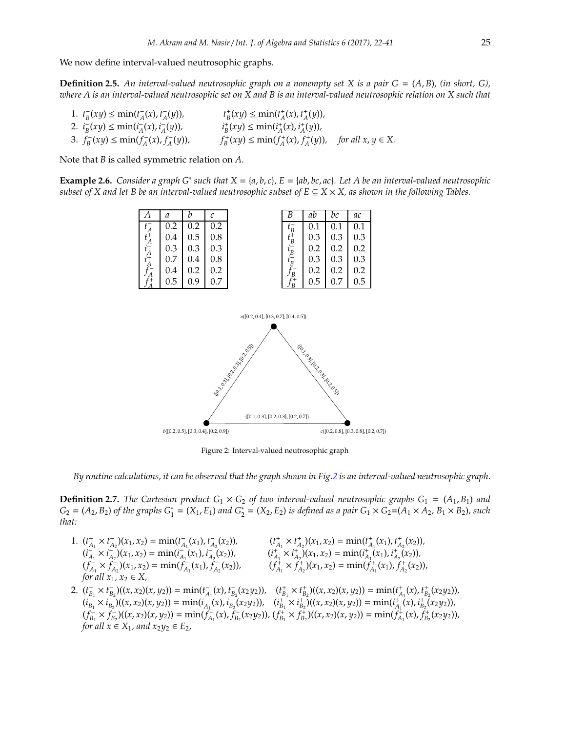We now define interval-valued neutrosophic graphs.

**Definition 2.5.** *An interval-valued neutrosophic graph on a nonempty set $X$ is a pair $G = (A, B)$, (in short, $G$), where $A$ is an interval-valued neutrosophic set on $X$ and $B$ is an interval-valued neutrosophic relation on $X$ such that*

1. $t_B^-(xy) \le \min(t_A^-(x), t_A^-(y))$, $\quad t_B^+(xy) \le \min(t_A^+(x), t_A^+(y))$,
2. $i_B^-(xy) \le \min(i_A^-(x), i_A^-(y))$, $\quad i_B^+(xy) \le \min(i_A^+(x), i_A^+(y))$,
3. $f_B^-(xy) \le \min(f_A^-(x), f_A^-(y))$, $\quad f_B^+(xy) \le \min(f_A^+(x), f_A^+(y))$, *for all $x, y \in X$.*

Note that $B$ is called symmetric relation on $A$.

**Example 2.6.** *Consider a graph $G^*$ such that $X = \{a, b, c\}$, $E = \{ab, bc, ac\}$. Let $A$ be an interval-valued neutrosophic subset of $X$ and let $B$ be an interval-valued neutrosophic subset of $E \subseteq X \times X$, as shown in the following Tables.*

| $A$ | $a$ | $b$ | $c$ |
|---|---|---|---|
| $t_A^-$ | 0.2 | 0.2 | 0.2 |
| $t_A^+$ | 0.4 | 0.5 | 0.8 |
| $i_A^-$ | 0.3 | 0.3 | 0.3 |
| $i_A^+$ | 0.7 | 0.4 | 0.8 |
| $f_A^-$ | 0.4 | 0.2 | 0.2 |
| $f_A^+$ | 0.5 | 0.9 | 0.7 |

| $B$ | $ab$ | $bc$ | $ac$ |
|---|---|---|---|
| $t_B^-$ | 0.1 | 0.1 | 0.1 |
| $t_B^+$ | 0.3 | 0.3 | 0.3 |
| $i_B^-$ | 0.2 | 0.2 | 0.2 |
| $i_B^+$ | 0.3 | 0.3 | 0.3 |
| $f_B^-$ | 0.2 | 0.2 | 0.2 |
| $f_B^+$ | 0.5 | 0.7 | 0.5 |

$a([0.2, 0.4], [0.3, 0.7], [0.4, 0.5])$

$([0.1, 0.3], [0.2, 0.3], [0.2, 0.5])$ $\quad$ $([0.1, 0.3], [0.2, 0.3], [0.2, 0.5])$

$([0.1, 0.3], [0.2, 0.3], [0.2, 0.7])$

$b([0.2, 0.5], [0.3, 0.4], [0.2, 0.9])$ $\quad$ $c([0.2, 0.8], [0.3, 0.8], [0.2, 0.7])$

Figure 2: Interval-valued neutrosophic graph

*By routine calculations, it can be observed that the graph shown in Fig.2 is an interval-valued neutrosophic graph.*

**Definition 2.7.** *The Cartesian product $G_1 \times G_2$ of two interval-valued neutrosophic graphs $G_1 = (A_1, B_1)$ and $G_2 = (A_2, B_2)$ of the graphs $G_1^* = (X_1, E_1)$ and $G_2^* = (X_2, E_2)$ is defined as a pair $G_1 \times G_2 = (A_1 \times A_2, B_1 \times B_2)$, such that:*

1. $(t_{A_1}^- \times t_{A_2}^-)(x_1, x_2) = \min(t_{A_1}^-(x_1), t_{A_2}^-(x_2))$, $\quad (t_{A_1}^+ \times t_{A_2}^+)(x_1, x_2) = \min(t_{A_1}^+(x_1), t_{A_2}^+(x_2))$,
   $(i_{A_1}^- \times i_{A_2}^-)(x_1, x_2) = \min(i_{A_1}^-(x_1), i_{A_2}^-(x_2))$, $\quad (i_{A_1}^+ \times i_{A_2}^+)(x_1, x_2) = \min(i_{A_1}^+(x_1), i_{A_2}^+(x_2))$,
   $(f_{A_1}^- \times f_{A_2}^-)(x_1, x_2) = \min(f_{A_1}^-(x_1), f_{A_2}^-(x_2))$, $\quad (f_{A_1}^+ \times f_{A_2}^+)(x_1, x_2) = \min(f_{A_1}^+(x_1), f_{A_2}^+(x_2))$,
   *for all $x_1, x_2 \in X$,*
2. $(t_{B_1}^- \times t_{B_2}^-)((x, x_2)(x, y_2)) = \min(t_{A_1}^-(x), t_{B_2}^-(x_2y_2))$, $\quad (t_{B_1}^+ \times t_{B_2}^+)((x, x_2)(x, y_2)) = \min(t_{A_1}^+(x), t_{B_2}^+(x_2y_2))$,
   $(i_{B_1}^- \times i_{B_2}^-)((x, x_2)(x, y_2)) = \min(i_{A_1}^-(x), i_{B_2}^-(x_2y_2))$, $\quad (i_{B_1}^+ \times i_{B_2}^+)((x, x_2)(x, y_2)) = \min(i_{A_1}^+(x), i_{B_2}^+(x_2y_2))$,
   $(f_{B_1}^- \times f_{B_2}^-)((x, x_2)(x, y_2)) = \min(f_{A_1}^-(x), f_{B_2}^-(x_2y_2))$, $\quad (f_{B_1}^+ \times f_{B_2}^+)((x, x_2)(x, y_2)) = \min(f_{A_1}^+(x), f_{B_2}^+(x_2y_2))$,
   *for all $x \in X_1$, and $x_2y_2 \in E_2$,*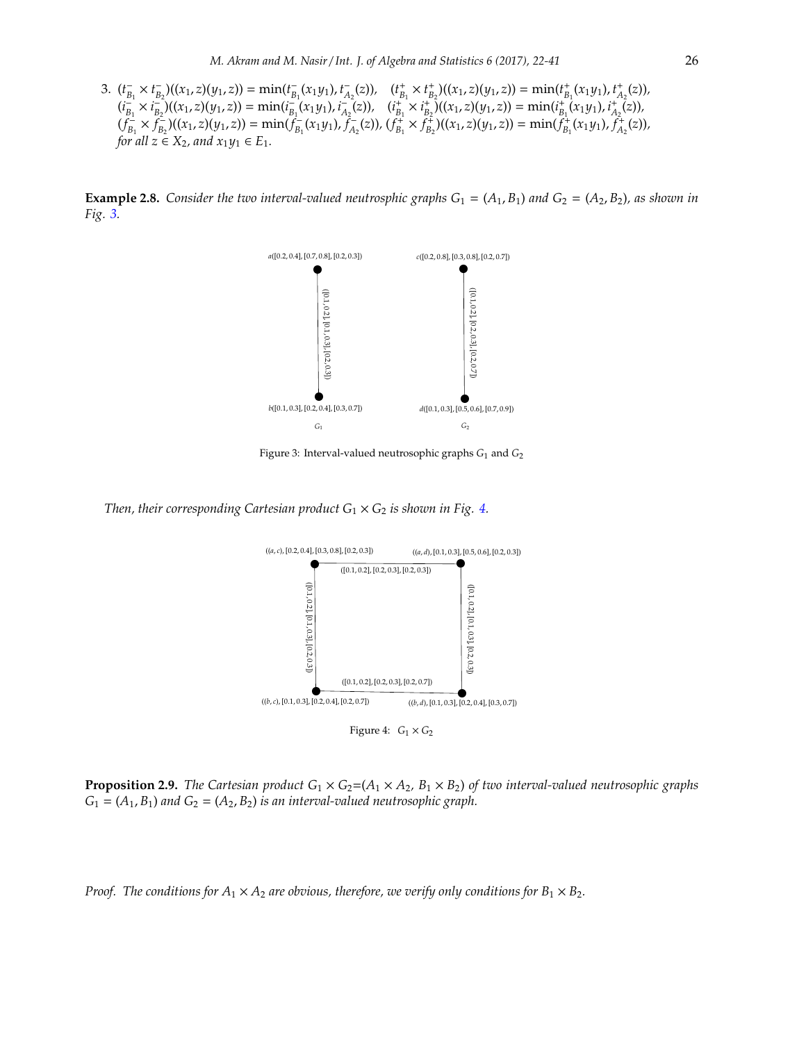3. $(t^-_{B_1} \times t^-_{B_2})((x_1, z)(y_1, z)) = \min(t^-_{B_1}(x_1y_1), t^-_{A_2}(z))$, $\quad (t^+_{B_1} \times t^+_{B_2})((x_1, z)(y_1, z)) = \min(t^+_{B_1}(x_1y_1), t^+_{A_2}(z))$,
$(i^-_{B_1} \times i^-_{B_2})((x_1, z)(y_1, z)) = \min(i^-_{B_1}(x_1y_1), i^-_{A_2}(z))$, $\quad (i^+_{B_1} \times i^+_{B_2})((x_1, z)(y_1, z)) = \min(i^+_{B_1}(x_1y_1), i^+_{A_2}(z))$,
$(f^-_{B_1} \times f^-_{B_2})((x_1, z)(y_1, z)) = \min(f^-_{B_1}(x_1y_1), f^-_{A_2}(z))$, $(f^+_{B_1} \times f^+_{B_2})((x_1, z)(y_1, z)) = \min(f^+_{B_1}(x_1y_1), f^+_{A_2}(z))$,
*for all* $z \in X_2$, *and* $x_1y_1 \in E_1$.

**Example 2.8.** *Consider the two interval-valued neutrosphic graphs* $G_1 = (A_1, B_1)$ *and* $G_2 = (A_2, B_2)$, *as shown in Fig. 3.*

$a([0.2, 0.4], [0.7, 0.8], [0.2, 0.3])$ — $([0.1, 0.2], [0.1, 0.3], [0.2, 0.3])$ — $b([0.1, 0.3], [0.2, 0.4], [0.3, 0.7])$ ($G_1$)

$c([0.2, 0.8], [0.3, 0.8], [0.2, 0.7])$ — $([0.1, 0.2], [0.2, 0.3], [0.2, 0.7])$ — $d([0.1, 0.3], [0.5, 0.6], [0.7, 0.9])$ ($G_2$)

Figure 3: Interval-valued neutrosophic graphs $G_1$ and $G_2$

*Then, their corresponding Cartesian product* $G_1 \times G_2$ *is shown in Fig. 4.*

Vertices: $((a, c), [0.2, 0.4], [0.3, 0.8], [0.2, 0.3])$, $((a, d), [0.1, 0.3], [0.5, 0.6], [0.2, 0.3])$, $((b, c), [0.1, 0.3], [0.2, 0.4], [0.2, 0.7])$, $((b, d), [0.1, 0.3], [0.2, 0.4], [0.3, 0.7])$

Edges: $(a,c)(a,d)$: $([0.1, 0.2], [0.2, 0.3], [0.2, 0.3])$; $(a,c)(b,c)$: $([0.1, 0.2], [0.1, 0.3], [0.2, 0.3])$; $(a,d)(b,d)$: $([0.1, 0.2], [0.1, 0.3], [0.2, 0.3])$; $(b,c)(b,d)$: $([0.1, 0.2], [0.2, 0.3], [0.2, 0.7])$

Figure 4: $G_1 \times G_2$

**Proposition 2.9.** *The Cartesian product* $G_1 \times G_2 = (A_1 \times A_2, B_1 \times B_2)$ *of two interval-valued neutrosophic graphs* $G_1 = (A_1, B_1)$ *and* $G_2 = (A_2, B_2)$ *is an interval-valued neutrosophic graph.*

*Proof.* *The conditions for* $A_1 \times A_2$ *are obvious, therefore, we verify only conditions for* $B_1 \times B_2$.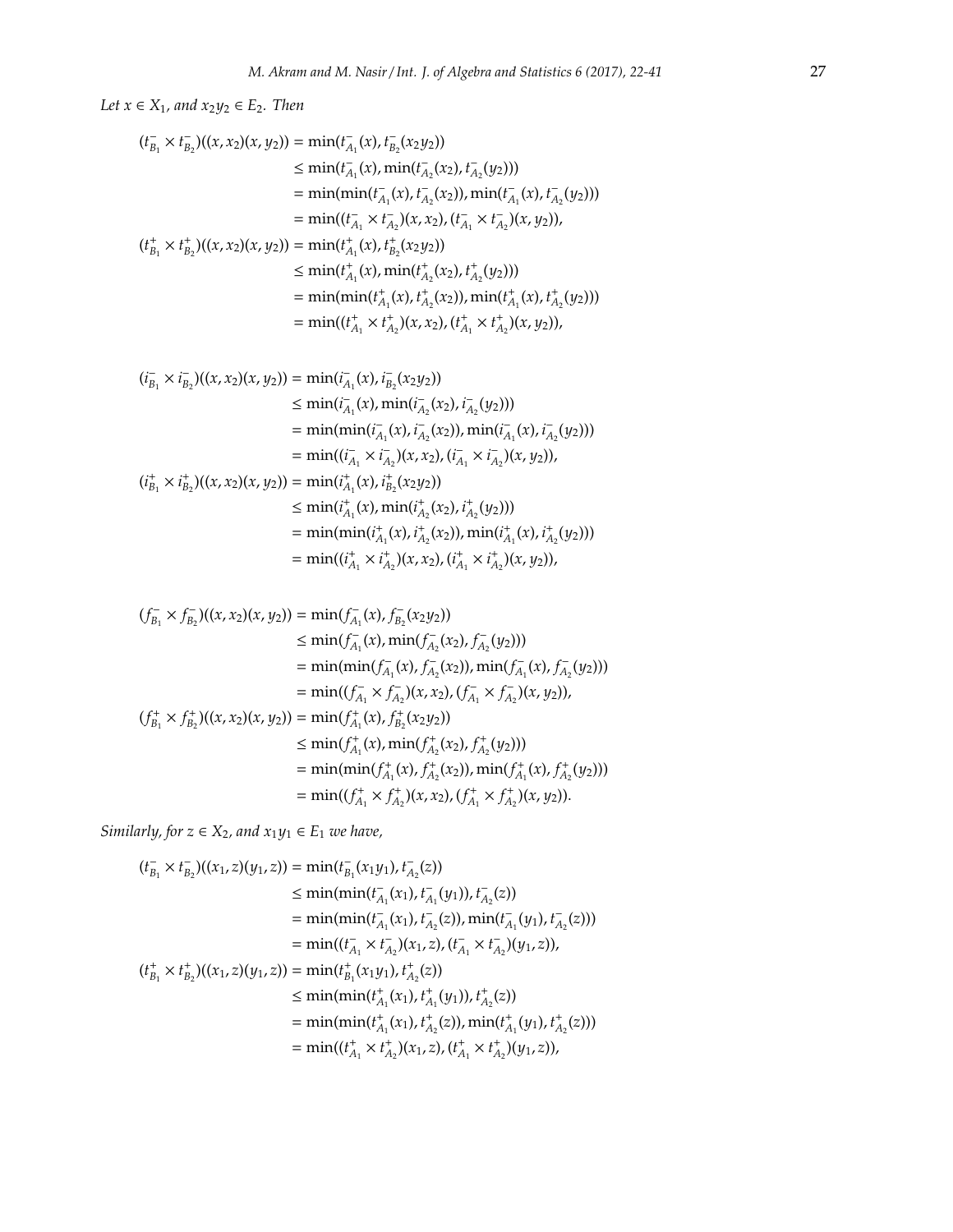*Let $x \in X_1$, and $x_2y_2 \in E_2$. Then*

$$
\begin{aligned}
(t^-_{B_1} \times t^-_{B_2})((x, x_2)(x, y_2)) &= \min(t^-_{A_1}(x), t^-_{B_2}(x_2y_2)) \\
&\leq \min(t^-_{A_1}(x), \min(t^-_{A_2}(x_2), t^-_{A_2}(y_2))) \\
&= \min(\min(t^-_{A_1}(x), t^-_{A_2}(x_2)), \min(t^-_{A_1}(x), t^-_{A_2}(y_2))) \\
&= \min((t^-_{A_1} \times t^-_{A_2})(x, x_2), (t^-_{A_1} \times t^-_{A_2})(x, y_2)), \\
(t^+_{B_1} \times t^+_{B_2})((x, x_2)(x, y_2)) &= \min(t^+_{A_1}(x), t^+_{B_2}(x_2y_2)) \\
&\leq \min(t^+_{A_1}(x), \min(t^+_{A_2}(x_2), t^+_{A_2}(y_2))) \\
&= \min(\min(t^+_{A_1}(x), t^+_{A_2}(x_2)), \min(t^+_{A_1}(x), t^+_{A_2}(y_2))) \\
&= \min((t^+_{A_1} \times t^+_{A_2})(x, x_2), (t^+_{A_1} \times t^+_{A_2})(x, y_2)),
\end{aligned}
$$

$$
\begin{aligned}
(i^-_{B_1} \times i^-_{B_2})((x, x_2)(x, y_2)) &= \min(i^-_{A_1}(x), i^-_{B_2}(x_2y_2)) \\
&\leq \min(i^-_{A_1}(x), \min(i^-_{A_2}(x_2), i^-_{A_2}(y_2))) \\
&= \min(\min(i^-_{A_1}(x), i^-_{A_2}(x_2)), \min(i^-_{A_1}(x), i^-_{A_2}(y_2))) \\
&= \min((i^-_{A_1} \times i^-_{A_2})(x, x_2), (i^-_{A_1} \times i^-_{A_2})(x, y_2)), \\
(i^+_{B_1} \times i^+_{B_2})((x, x_2)(x, y_2)) &= \min(i^+_{A_1}(x), i^+_{B_2}(x_2y_2)) \\
&\leq \min(i^+_{A_1}(x), \min(i^+_{A_2}(x_2), i^+_{A_2}(y_2))) \\
&= \min(\min(i^+_{A_1}(x), i^+_{A_2}(x_2)), \min(i^+_{A_1}(x), i^+_{A_2}(y_2))) \\
&= \min((i^+_{A_1} \times i^+_{A_2})(x, x_2), (i^+_{A_1} \times i^+_{A_2})(x, y_2)),
\end{aligned}
$$

$$
\begin{aligned}
(f^-_{B_1} \times f^-_{B_2})((x, x_2)(x, y_2)) &= \min(f^-_{A_1}(x), f^-_{B_2}(x_2y_2)) \\
&\leq \min(f^-_{A_1}(x), \min(f^-_{A_2}(x_2), f^-_{A_2}(y_2))) \\
&= \min(\min(f^-_{A_1}(x), f^-_{A_2}(x_2)), \min(f^-_{A_1}(x), f^-_{A_2}(y_2))) \\
&= \min((f^-_{A_1} \times f^-_{A_2})(x, x_2), (f^-_{A_1} \times f^-_{A_2})(x, y_2)), \\
(f^+_{B_1} \times f^+_{B_2})((x, x_2)(x, y_2)) &= \min(f^+_{A_1}(x), f^+_{B_2}(x_2y_2)) \\
&\leq \min(f^+_{A_1}(x), \min(f^+_{A_2}(x_2), f^+_{A_2}(y_2))) \\
&= \min(\min(f^+_{A_1}(x), f^+_{A_2}(x_2)), \min(f^+_{A_1}(x), f^+_{A_2}(y_2))) \\
&= \min((f^+_{A_1} \times f^+_{A_2})(x, x_2), (f^+_{A_1} \times f^+_{A_2})(x, y_2)).
\end{aligned}
$$

*Similarly, for $z \in X_2$, and $x_1y_1 \in E_1$ we have,*

$$
\begin{aligned}
(t^-_{B_1} \times t^-_{B_2})((x_1, z)(y_1, z)) &= \min(t^-_{B_1}(x_1y_1), t^-_{A_2}(z)) \\
&\leq \min(\min(t^-_{A_1}(x_1), t^-_{A_1}(y_1)), t^-_{A_2}(z)) \\
&= \min(\min(t^-_{A_1}(x_1), t^-_{A_2}(z)), \min(t^-_{A_1}(y_1), t^-_{A_2}(z))) \\
&= \min((t^-_{A_1} \times t^-_{A_2})(x_1, z), (t^-_{A_1} \times t^-_{A_2})(y_1, z)), \\
(t^+_{B_1} \times t^+_{B_2})((x_1, z)(y_1, z)) &= \min(t^+_{B_1}(x_1y_1), t^+_{A_2}(z)) \\
&\leq \min(\min(t^+_{A_1}(x_1), t^+_{A_1}(y_1)), t^+_{A_2}(z)) \\
&= \min(\min(t^+_{A_1}(x_1), t^+_{A_2}(z)), \min(t^+_{A_1}(y_1), t^+_{A_2}(z))) \\
&= \min((t^+_{A_1} \times t^+_{A_2})(x_1, z), (t^+_{A_1} \times t^+_{A_2})(y_1, z)),
\end{aligned}
$$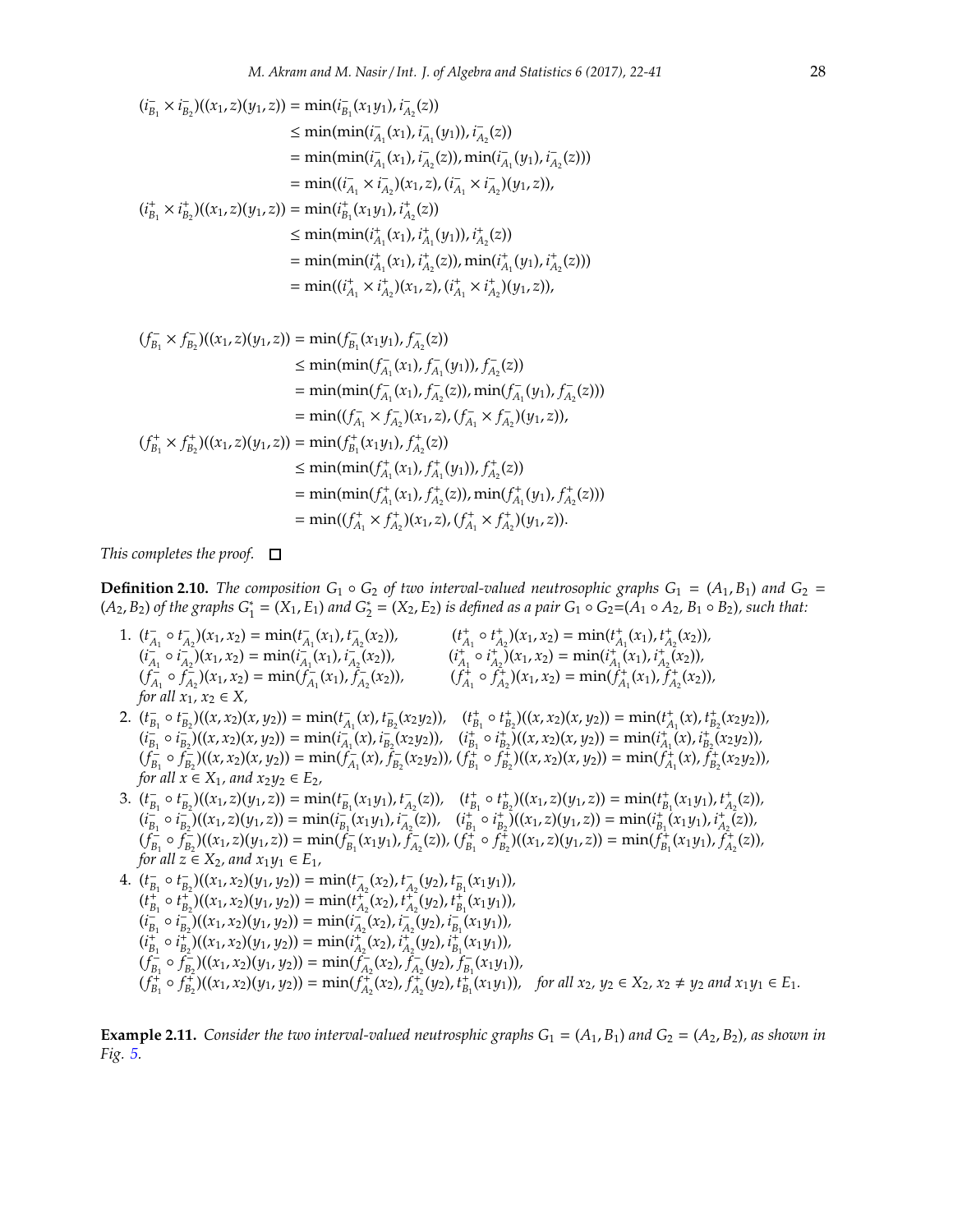$$
\begin{aligned}
(i^-_{B_1} \times i^-_{B_2})((x_1,z)(y_1,z)) &= \min(i^-_{B_1}(x_1y_1), i^-_{A_2}(z))\\
&\leq \min(\min(i^-_{A_1}(x_1), i^-_{A_1}(y_1)), i^-_{A_2}(z))\\
&= \min(\min(i^-_{A_1}(x_1), i^-_{A_2}(z)), \min(i^-_{A_1}(y_1), i^-_{A_2}(z)))\\
&= \min((i^-_{A_1} \times i^-_{A_2})(x_1,z), (i^-_{A_1} \times i^-_{A_2})(y_1,z)),\\
(i^+_{B_1} \times i^+_{B_2})((x_1,z)(y_1,z)) &= \min(i^+_{B_1}(x_1y_1), i^+_{A_2}(z))\\
&\leq \min(\min(i^+_{A_1}(x_1), i^+_{A_1}(y_1)), i^+_{A_2}(z))\\
&= \min(\min(i^+_{A_1}(x_1), i^+_{A_2}(z)), \min(i^+_{A_1}(y_1), i^+_{A_2}(z)))\\
&= \min((i^+_{A_1} \times i^+_{A_2})(x_1,z), (i^+_{A_1} \times i^+_{A_2})(y_1,z)),
\end{aligned}
$$

$$
\begin{aligned}
(f^-_{B_1} \times f^-_{B_2})((x_1,z)(y_1,z)) &= \min(f^-_{B_1}(x_1y_1), f^-_{A_2}(z))\\
&\leq \min(\min(f^-_{A_1}(x_1), f^-_{A_1}(y_1)), f^-_{A_2}(z))\\
&= \min(\min(f^-_{A_1}(x_1), f^-_{A_2}(z)), \min(f^-_{A_1}(y_1), f^-_{A_2}(z)))\\
&= \min((f^-_{A_1} \times f^-_{A_2})(x_1,z), (f^-_{A_1} \times f^-_{A_2})(y_1,z)),\\
(f^+_{B_1} \times f^+_{B_2})((x_1,z)(y_1,z)) &= \min(f^+_{B_1}(x_1y_1), f^+_{A_2}(z))\\
&\leq \min(\min(f^+_{A_1}(x_1), f^+_{A_1}(y_1)), f^+_{A_2}(z))\\
&= \min(\min(f^+_{A_1}(x_1), f^+_{A_2}(z)), \min(f^+_{A_1}(y_1), f^+_{A_2}(z)))\\
&= \min((f^+_{A_1} \times f^+_{A_2})(x_1,z), (f^+_{A_1} \times f^+_{A_2})(y_1,z)).
\end{aligned}
$$

*This completes the proof.* □

**Definition 2.10.** *The composition $G_1 \circ G_2$ of two interval-valued neutrosophic graphs $G_1 = (A_1, B_1)$ and $G_2 = (A_2, B_2)$ of the graphs $G^*_1 = (X_1, E_1)$ and $G^*_2 = (X_2, E_2)$ is defined as a pair $G_1 \circ G_2 = (A_1 \circ A_2, B_1 \circ B_2)$, such that:*

1. $(t^-_{A_1} \circ t^-_{A_2})(x_1,x_2) = \min(t^-_{A_1}(x_1), t^-_{A_2}(x_2))$, $\quad (t^+_{A_1} \circ t^+_{A_2})(x_1,x_2) = \min(t^+_{A_1}(x_1), t^+_{A_2}(x_2))$,
   $(i^-_{A_1} \circ i^-_{A_2})(x_1,x_2) = \min(i^-_{A_1}(x_1), i^-_{A_2}(x_2))$, $\quad (i^+_{A_1} \circ i^+_{A_2})(x_1,x_2) = \min(i^+_{A_1}(x_1), i^+_{A_2}(x_2))$,
   $(f^-_{A_1} \circ f^-_{A_2})(x_1,x_2) = \min(f^-_{A_1}(x_1), f^-_{A_2}(x_2))$, $\quad (f^+_{A_1} \circ f^+_{A_2})(x_1,x_2) = \min(f^+_{A_1}(x_1), f^+_{A_2}(x_2))$,
   *for all $x_1, x_2 \in X$,*
2. $(t^-_{B_1} \circ t^-_{B_2})((x,x_2)(x,y_2)) = \min(t^-_{A_1}(x), t^-_{B_2}(x_2y_2))$, $\quad (t^+_{B_1} \circ t^+_{B_2})((x,x_2)(x,y_2)) = \min(t^+_{A_1}(x), t^+_{B_2}(x_2y_2))$,
   $(i^-_{B_1} \circ i^-_{B_2})((x,x_2)(x,y_2)) = \min(i^-_{A_1}(x), i^-_{B_2}(x_2y_2))$, $\quad (i^+_{B_1} \circ i^+_{B_2})((x,x_2)(x,y_2)) = \min(i^+_{A_1}(x), i^+_{B_2}(x_2y_2))$,
   $(f^-_{B_1} \circ f^-_{B_2})((x,x_2)(x,y_2)) = \min(f^-_{A_1}(x), f^-_{B_2}(x_2y_2))$, $(f^+_{B_1} \circ f^+_{B_2})((x,x_2)(x,y_2)) = \min(f^+_{A_1}(x), f^+_{B_2}(x_2y_2))$,
   *for all $x \in X_1$, and $x_2y_2 \in E_2$,*
3. $(t^-_{B_1} \circ t^-_{B_2})((x_1,z)(y_1,z)) = \min(t^-_{B_1}(x_1y_1), t^-_{A_2}(z))$, $\quad (t^+_{B_1} \circ t^+_{B_2})((x_1,z)(y_1,z)) = \min(t^+_{B_1}(x_1y_1), t^+_{A_2}(z))$,
   $(i^-_{B_1} \circ i^-_{B_2})((x_1,z)(y_1,z)) = \min(i^-_{B_1}(x_1y_1), i^-_{A_2}(z))$, $\quad (i^+_{B_1} \circ i^+_{B_2})((x_1,z)(y_1,z)) = \min(i^+_{B_1}(x_1y_1), i^+_{A_2}(z))$,
   $(f^-_{B_1} \circ f^-_{B_2})((x_1,z)(y_1,z)) = \min(f^-_{B_1}(x_1y_1), f^-_{A_2}(z))$, $(f^+_{B_1} \circ f^+_{B_2})((x_1,z)(y_1,z)) = \min(f^+_{B_1}(x_1y_1), f^+_{A_2}(z))$,
   *for all $z \in X_2$, and $x_1y_1 \in E_1$,*
4. $(t^-_{B_1} \circ t^-_{B_2})((x_1,x_2)(y_1,y_2)) = \min(t^-_{A_2}(x_2), t^-_{A_2}(y_2), t^-_{B_1}(x_1y_1))$,
   $(t^+_{B_1} \circ t^+_{B_2})((x_1,x_2)(y_1,y_2)) = \min(t^+_{A_2}(x_2), t^+_{A_2}(y_2), t^+_{B_1}(x_1y_1))$,
   $(i^-_{B_1} \circ i^-_{B_2})((x_1,x_2)(y_1,y_2)) = \min(i^-_{A_2}(x_2), i^-_{A_2}(y_2), i^-_{B_1}(x_1y_1))$,
   $(i^+_{B_1} \circ i^+_{B_2})((x_1,x_2)(y_1,y_2)) = \min(i^+_{A_2}(x_2), i^+_{A_2}(y_2), i^+_{B_1}(x_1y_1))$,
   $(f^-_{B_1} \circ f^-_{B_2})((x_1,x_2)(y_1,y_2)) = \min(f^-_{A_2}(x_2), f^-_{A_2}(y_2), f^-_{B_1}(x_1y_1))$,
   $(f^+_{B_1} \circ f^+_{B_2})((x_1,x_2)(y_1,y_2)) = \min(f^+_{A_2}(x_2), f^+_{A_2}(y_2), t^+_{B_1}(x_1y_1))$, *for all $x_2, y_2 \in X_2$, $x_2 \neq y_2$ and $x_1y_1 \in E_1$.*

**Example 2.11.** *Consider the two interval-valued neutrosphic graphs $G_1 = (A_1, B_1)$ and $G_2 = (A_2, B_2)$, as shown in Fig. 5.*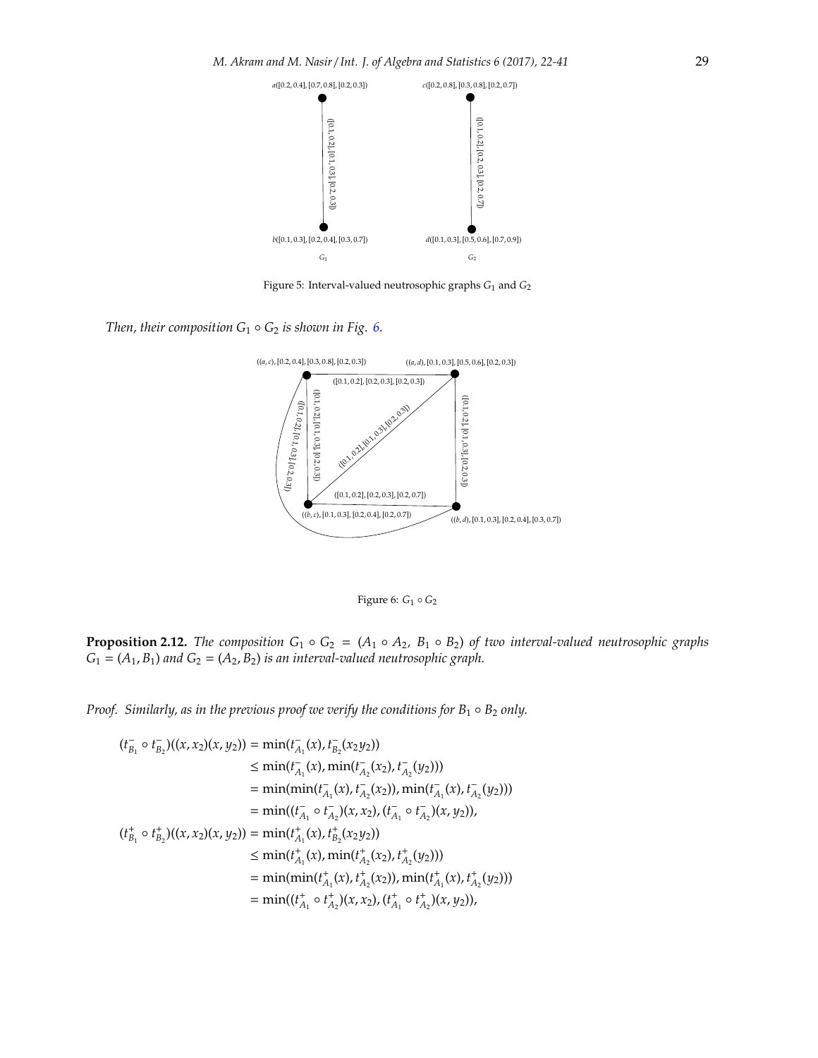Figure 5: Interval-valued neutrosophic graphs $G_1$ and $G_2$

*Then, their composition $G_1 \circ G_2$ is shown in Fig. 6.*

Figure 6: $G_1 \circ G_2$

**Proposition 2.12.** *The composition $G_1 \circ G_2 = (A_1 \circ A_2,\ B_1 \circ B_2)$ of two interval-valued neutrosophic graphs $G_1 = (A_1, B_1)$ and $G_2 = (A_2, B_2)$ is an interval-valued neutrosophic graph.*

*Proof.* Similarly, as in the previous proof we verify the conditions for $B_1 \circ B_2$ only.

$$
\begin{aligned}
(t^-_{B_1} \circ t^-_{B_2})((x, x_2)(x, y_2)) &= \min(t^-_{A_1}(x), t^-_{B_2}(x_2 y_2)) \\
&\leq \min(t^-_{A_1}(x), \min(t^-_{A_2}(x_2), t^-_{A_2}(y_2))) \\
&= \min(\min(t^-_{A_1}(x), t^-_{A_2}(x_2)), \min(t^-_{A_1}(x), t^-_{A_2}(y_2))) \\
&= \min((t^-_{A_1} \circ t^-_{A_2})(x, x_2), (t^-_{A_1} \circ t^-_{A_2})(x, y_2)), \\
(t^+_{B_1} \circ t^+_{B_2})((x, x_2)(x, y_2)) &= \min(t^+_{A_1}(x), t^+_{B_2}(x_2 y_2)) \\
&\leq \min(t^+_{A_1}(x), \min(t^+_{A_2}(x_2), t^+_{A_2}(y_2))) \\
&= \min(\min(t^+_{A_1}(x), t^+_{A_2}(x_2)), \min(t^+_{A_1}(x), t^+_{A_2}(y_2))) \\
&= \min((t^+_{A_1} \circ t^+_{A_2})(x, x_2), (t^+_{A_1} \circ t^+_{A_2})(x, y_2)),
\end{aligned}
$$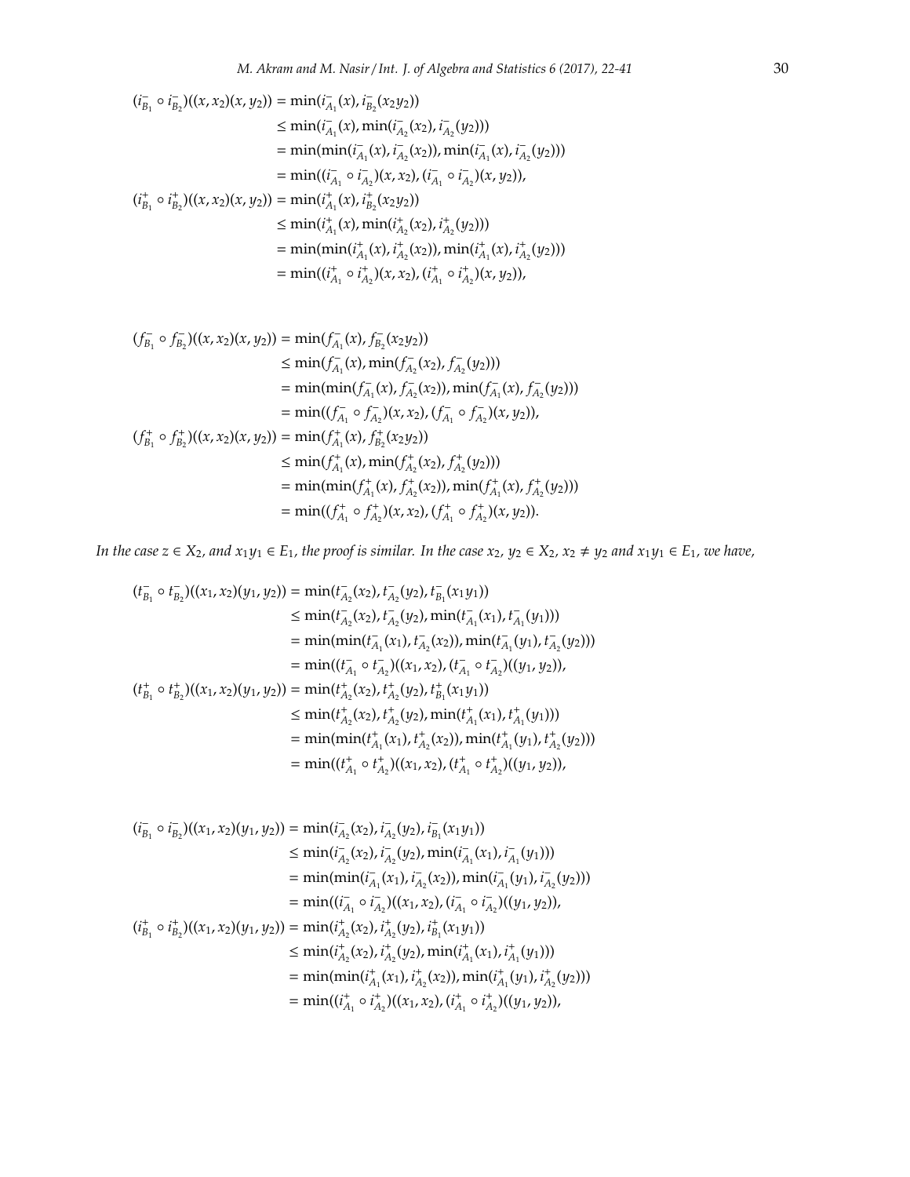$$
\begin{aligned}
(i^-_{B_1} \circ i^-_{B_2})((x, x_2)(x, y_2)) &= \min(i^-_{A_1}(x), i^-_{B_2}(x_2 y_2)) \\
&\leq \min(i^-_{A_1}(x), \min(i^-_{A_2}(x_2), i^-_{A_2}(y_2))) \\
&= \min(\min(i^-_{A_1}(x), i^-_{A_2}(x_2)), \min(i^-_{A_1}(x), i^-_{A_2}(y_2))) \\
&= \min((i^-_{A_1} \circ i^-_{A_2})(x, x_2), (i^-_{A_1} \circ i^-_{A_2})(x, y_2)), \\
(i^+_{B_1} \circ i^+_{B_2})((x, x_2)(x, y_2)) &= \min(i^+_{A_1}(x), i^+_{B_2}(x_2 y_2)) \\
&\leq \min(i^+_{A_1}(x), \min(i^+_{A_2}(x_2), i^+_{A_2}(y_2))) \\
&= \min(\min(i^+_{A_1}(x), i^+_{A_2}(x_2)), \min(i^+_{A_1}(x), i^+_{A_2}(y_2))) \\
&= \min((i^+_{A_1} \circ i^+_{A_2})(x, x_2), (i^+_{A_1} \circ i^+_{A_2})(x, y_2)),
\end{aligned}
$$

$$
\begin{aligned}
(f^-_{B_1} \circ f^-_{B_2})((x, x_2)(x, y_2)) &= \min(f^-_{A_1}(x), f^-_{B_2}(x_2 y_2)) \\
&\leq \min(f^-_{A_1}(x), \min(f^-_{A_2}(x_2), f^-_{A_2}(y_2))) \\
&= \min(\min(f^-_{A_1}(x), f^-_{A_2}(x_2)), \min(f^-_{A_1}(x), f^-_{A_2}(y_2))) \\
&= \min((f^-_{A_1} \circ f^-_{A_2})(x, x_2), (f^-_{A_1} \circ f^-_{A_2})(x, y_2)), \\
(f^+_{B_1} \circ f^+_{B_2})((x, x_2)(x, y_2)) &= \min(f^+_{A_1}(x), f^+_{B_2}(x_2 y_2)) \\
&\leq \min(f^+_{A_1}(x), \min(f^+_{A_2}(x_2), f^+_{A_2}(y_2))) \\
&= \min(\min(f^+_{A_1}(x), f^+_{A_2}(x_2)), \min(f^+_{A_1}(x), f^+_{A_2}(y_2))) \\
&= \min((f^+_{A_1} \circ f^+_{A_2})(x, x_2), (f^+_{A_1} \circ f^+_{A_2})(x, y_2)).
\end{aligned}
$$

*In the case $z \in X_2$, and $x_1 y_1 \in E_1$, the proof is similar. In the case $x_2, y_2 \in X_2$, $x_2 \neq y_2$ and $x_1 y_1 \in E_1$, we have,*

$$
\begin{aligned}
(t^-_{B_1} \circ t^-_{B_2})((x_1, x_2)(y_1, y_2)) &= \min(t^-_{A_2}(x_2), t^-_{A_2}(y_2), t^-_{B_1}(x_1 y_1)) \\
&\leq \min(t^-_{A_2}(x_2), t^-_{A_2}(y_2), \min(t^-_{A_1}(x_1), t^-_{A_1}(y_1))) \\
&= \min(\min(t^-_{A_1}(x_1), t^-_{A_2}(x_2)), \min(t^-_{A_1}(y_1), t^-_{A_2}(y_2))) \\
&= \min((t^-_{A_1} \circ t^-_{A_2})((x_1, x_2), (t^-_{A_1} \circ t^-_{A_2})((y_1, y_2)), \\
(t^+_{B_1} \circ t^+_{B_2})((x_1, x_2)(y_1, y_2)) &= \min(t^+_{A_2}(x_2), t^+_{A_2}(y_2), t^+_{B_1}(x_1 y_1)) \\
&\leq \min(t^+_{A_2}(x_2), t^+_{A_2}(y_2), \min(t^+_{A_1}(x_1), t^+_{A_1}(y_1))) \\
&= \min(\min(t^+_{A_1}(x_1), t^+_{A_2}(x_2)), \min(t^+_{A_1}(y_1), t^+_{A_2}(y_2))) \\
&= \min((t^+_{A_1} \circ t^+_{A_2})((x_1, x_2), (t^+_{A_1} \circ t^+_{A_2})((y_1, y_2)),
\end{aligned}
$$

$$
\begin{aligned}
(i^-_{B_1} \circ i^-_{B_2})((x_1, x_2)(y_1, y_2)) &= \min(i^-_{A_2}(x_2), i^-_{A_2}(y_2), i^-_{B_1}(x_1 y_1)) \\
&\leq \min(i^-_{A_2}(x_2), i^-_{A_2}(y_2), \min(i^-_{A_1}(x_1), i^-_{A_1}(y_1))) \\
&= \min(\min(i^-_{A_1}(x_1), i^-_{A_2}(x_2)), \min(i^-_{A_1}(y_1), i^-_{A_2}(y_2))) \\
&= \min((i^-_{A_1} \circ i^-_{A_2})((x_1, x_2), (i^-_{A_1} \circ i^-_{A_2})((y_1, y_2)), \\
(i^+_{B_1} \circ i^+_{B_2})((x_1, x_2)(y_1, y_2)) &= \min(i^+_{A_2}(x_2), i^+_{A_2}(y_2), i^+_{B_1}(x_1 y_1)) \\
&\leq \min(i^+_{A_2}(x_2), i^+_{A_2}(y_2), \min(i^+_{A_1}(x_1), i^+_{A_1}(y_1))) \\
&= \min(\min(i^+_{A_1}(x_1), i^+_{A_2}(x_2)), \min(i^+_{A_1}(y_1), i^+_{A_2}(y_2))) \\
&= \min((i^+_{A_1} \circ i^+_{A_2})((x_1, x_2), (i^+_{A_1} \circ i^+_{A_2})((y_1, y_2)),
\end{aligned}
$$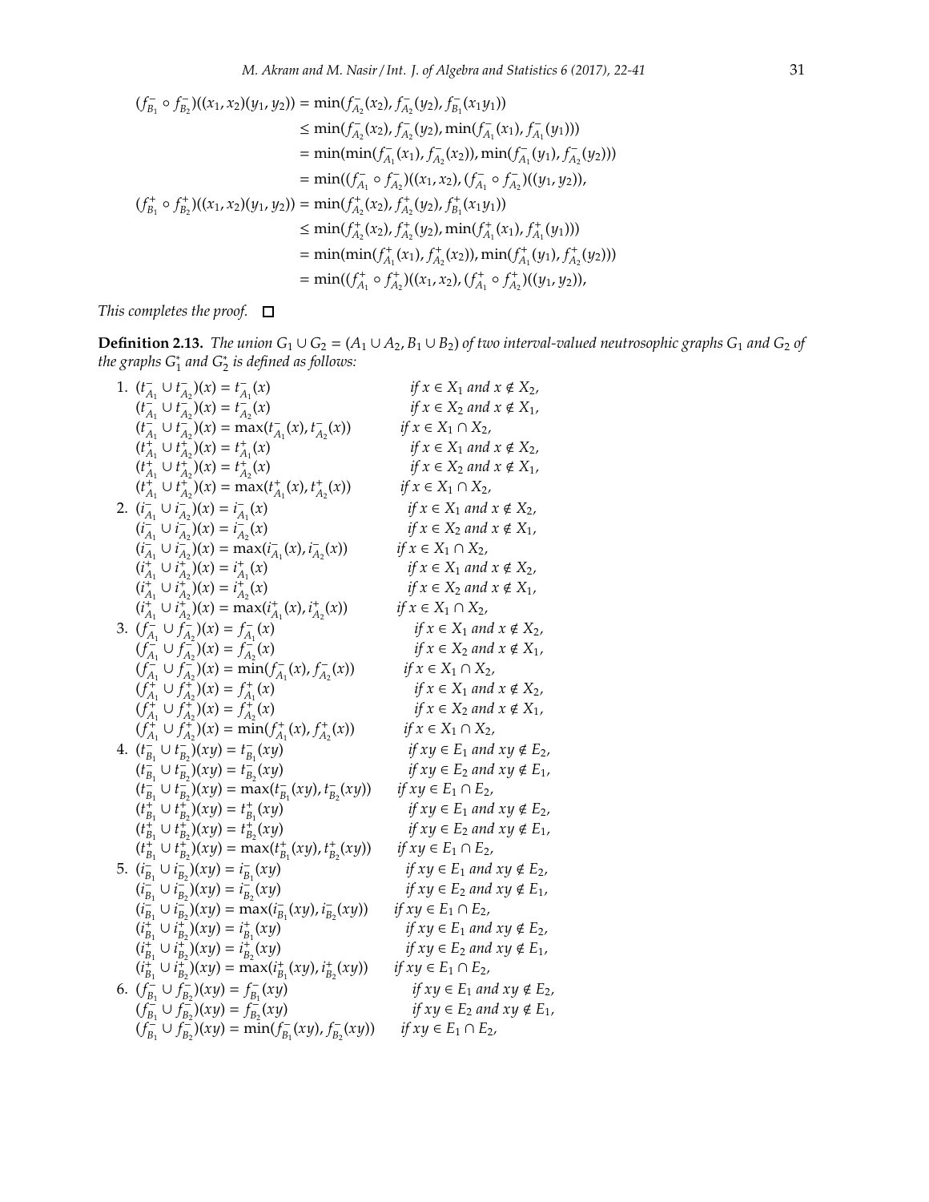$$
\begin{aligned}
(f^-_{B_1} \circ f^-_{B_2})((x_1,x_2)(y_1,y_2)) &= \min(f^-_{A_2}(x_2), f^-_{A_2}(y_2), f^-_{B_1}(x_1y_1)) \\
&\le \min(f^-_{A_2}(x_2), f^-_{A_2}(y_2), \min(f^-_{A_1}(x_1), f^-_{A_1}(y_1))) \\
&= \min(\min(f^-_{A_1}(x_1), f^-_{A_2}(x_2)), \min(f^-_{A_1}(y_1), f^-_{A_2}(y_2))) \\
&= \min((f^-_{A_1} \circ f^-_{A_2})((x_1,x_2), (f^-_{A_1} \circ f^-_{A_2})((y_1,y_2)), \\
(f^+_{B_1} \circ f^+_{B_2})((x_1,x_2)(y_1,y_2)) &= \min(f^+_{A_2}(x_2), f^+_{A_2}(y_2), f^+_{B_1}(x_1y_1)) \\
&\le \min(f^+_{A_2}(x_2), f^+_{A_2}(y_2), \min(f^+_{A_1}(x_1), f^+_{A_1}(y_1))) \\
&= \min(\min(f^+_{A_1}(x_1), f^+_{A_2}(x_2)), \min(f^+_{A_1}(y_1), f^+_{A_2}(y_2))) \\
&= \min((f^+_{A_1} \circ f^+_{A_2})((x_1,x_2), (f^+_{A_1} \circ f^+_{A_2})((y_1,y_2)),
\end{aligned}
$$

*This completes the proof.* □

**Definition 2.13.** *The union $G_1 \cup G_2 = (A_1 \cup A_2, B_1 \cup B_2)$ of two interval-valued neutrosophic graphs $G_1$ and $G_2$ of the graphs $G_1^*$ and $G_2^*$ is defined as follows:*

1. $(t^-_{A_1} \cup t^-_{A_2})(x) = t^-_{A_1}(x)$ *if $x \in X_1$ and $x \notin X_2$,*
   $(t^-_{A_1} \cup t^-_{A_2})(x) = t^-_{A_2}(x)$ *if $x \in X_2$ and $x \notin X_1$,*
   $(t^-_{A_1} \cup t^-_{A_2})(x) = \max(t^-_{A_1}(x), t^-_{A_2}(x))$ *if $x \in X_1 \cap X_2$,*
   $(t^+_{A_1} \cup t^+_{A_2})(x) = t^+_{A_1}(x)$ *if $x \in X_1$ and $x \notin X_2$,*
   $(t^+_{A_1} \cup t^+_{A_2})(x) = t^+_{A_2}(x)$ *if $x \in X_2$ and $x \notin X_1$,*
   $(t^+_{A_1} \cup t^+_{A_2})(x) = \max(t^+_{A_1}(x), t^+_{A_2}(x))$ *if $x \in X_1 \cap X_2$,*
2. $(i^-_{A_1} \cup i^-_{A_2})(x) = i^-_{A_1}(x)$ *if $x \in X_1$ and $x \notin X_2$,*
   $(i^-_{A_1} \cup i^-_{A_2})(x) = i^-_{A_2}(x)$ *if $x \in X_2$ and $x \notin X_1$,*
   $(i^-_{A_1} \cup i^-_{A_2})(x) = \max(i^-_{A_1}(x), i^-_{A_2}(x))$ *if $x \in X_1 \cap X_2$,*
   $(i^+_{A_1} \cup i^+_{A_2})(x) = i^+_{A_1}(x)$ *if $x \in X_1$ and $x \notin X_2$,*
   $(i^+_{A_1} \cup i^+_{A_2})(x) = i^+_{A_2}(x)$ *if $x \in X_2$ and $x \notin X_1$,*
   $(i^+_{A_1} \cup i^+_{A_2})(x) = \max(i^+_{A_1}(x), i^+_{A_2}(x))$ *if $x \in X_1 \cap X_2$,*
3. $(f^-_{A_1} \cup f^-_{A_2})(x) = f^-_{A_1}(x)$ *if $x \in X_1$ and $x \notin X_2$,*
   $(f^-_{A_1} \cup f^-_{A_2})(x) = f^-_{A_2}(x)$ *if $x \in X_2$ and $x \notin X_1$,*
   $(f^-_{A_1} \cup f^-_{A_2})(x) = \min(f^-_{A_1}(x), f^-_{A_2}(x))$ *if $x \in X_1 \cap X_2$,*
   $(f^+_{A_1} \cup f^+_{A_2})(x) = f^+_{A_1}(x)$ *if $x \in X_1$ and $x \notin X_2$,*
   $(f^+_{A_1} \cup f^+_{A_2})(x) = f^+_{A_2}(x)$ *if $x \in X_2$ and $x \notin X_1$,*
   $(f^+_{A_1} \cup f^+_{A_2})(x) = \min(f^+_{A_1}(x), f^+_{A_2}(x))$ *if $x \in X_1 \cap X_2$,*
4. $(t^-_{B_1} \cup t^-_{B_2})(xy) = t^-_{B_1}(xy)$ *if $xy \in E_1$ and $xy \notin E_2$,*
   $(t^-_{B_1} \cup t^-_{B_2})(xy) = t^-_{B_2}(xy)$ *if $xy \in E_2$ and $xy \notin E_1$,*
   $(t^-_{B_1} \cup t^-_{B_2})(xy) = \max(t^-_{B_1}(xy), t^-_{B_2}(xy))$ *if $xy \in E_1 \cap E_2$,*
   $(t^+_{B_1} \cup t^+_{B_2})(xy) = t^+_{B_1}(xy)$ *if $xy \in E_1$ and $xy \notin E_2$,*
   $(t^+_{B_1} \cup t^+_{B_2})(xy) = t^+_{B_2}(xy)$ *if $xy \in E_2$ and $xy \notin E_1$,*
   $(t^+_{B_1} \cup t^+_{B_2})(xy) = \max(t^+_{B_1}(xy), t^+_{B_2}(xy))$ *if $xy \in E_1 \cap E_2$,*
5. $(i^-_{B_1} \cup i^-_{B_2})(xy) = i^-_{B_1}(xy)$ *if $xy \in E_1$ and $xy \notin E_2$,*
   $(i^-_{B_1} \cup i^-_{B_2})(xy) = i^-_{B_2}(xy)$ *if $xy \in E_2$ and $xy \notin E_1$,*
   $(i^-_{B_1} \cup i^-_{B_2})(xy) = \max(i^-_{B_1}(xy), i^-_{B_2}(xy))$ *if $xy \in E_1 \cap E_2$,*
   $(i^+_{B_1} \cup i^+_{B_2})(xy) = i^+_{B_1}(xy)$ *if $xy \in E_1$ and $xy \notin E_2$,*
   $(i^+_{B_1} \cup i^+_{B_2})(xy) = i^+_{B_2}(xy)$ *if $xy \in E_2$ and $xy \notin E_1$,*
   $(i^+_{B_1} \cup i^+_{B_2})(xy) = \max(i^+_{B_1}(xy), i^+_{B_2}(xy))$ *if $xy \in E_1 \cap E_2$,*
6. $(f^-_{B_1} \cup f^-_{B_2})(xy) = f^-_{B_1}(xy)$ *if $xy \in E_1$ and $xy \notin E_2$,*
   $(f^-_{B_1} \cup f^-_{B_2})(xy) = f^-_{B_2}(xy)$ *if $xy \in E_2$ and $xy \notin E_1$,*
   $(f^-_{B_1} \cup f^-_{B_2})(xy) = \min(f^-_{B_1}(xy), f^-_{B_2}(xy))$ *if $xy \in E_1 \cap E_2$,*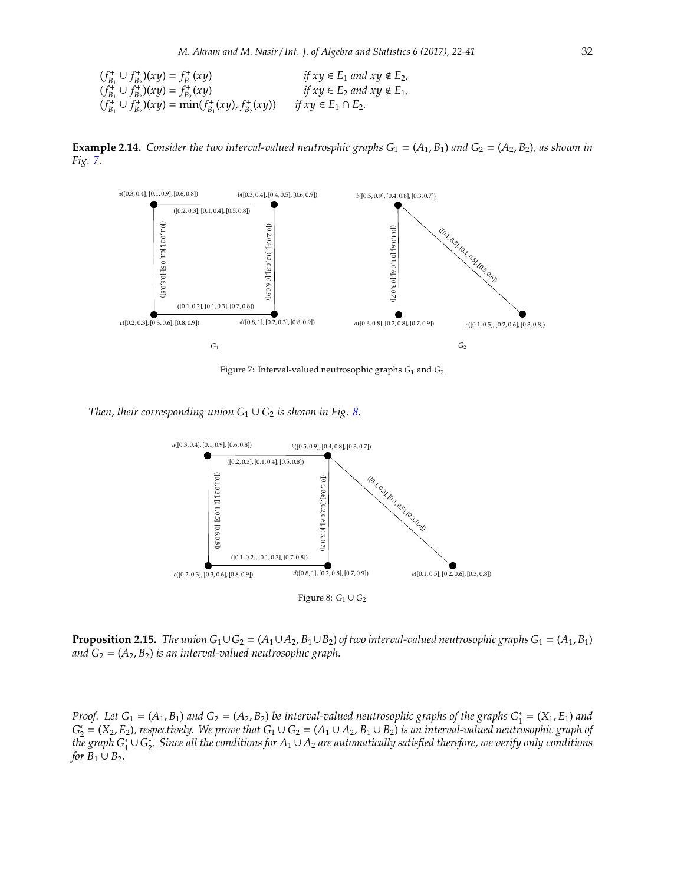$$
\begin{aligned}
&(f^+_{B_1} \cup f^+_{B_2})(xy) = f^+_{B_1}(xy) && \text{if } xy \in E_1 \text{ and } xy \notin E_2,\\
&(f^+_{B_1} \cup f^+_{B_2})(xy) = f^+_{B_2}(xy) && \text{if } xy \in E_2 \text{ and } xy \notin E_1,\\
&(f^+_{B_1} \cup f^+_{B_2})(xy) = \min(f^+_{B_1}(xy), f^+_{B_2}(xy)) && \text{if } xy \in E_1 \cap E_2.
\end{aligned}
$$

**Example 2.14.** *Consider the two interval-valued neutrosphic graphs $G_1 = (A_1, B_1)$ and $G_2 = (A_2, B_2)$, as shown in Fig. 7.*

Figure 7: Interval-valued neutrosophic graphs $G_1$ and $G_2$

*Then, their corresponding union $G_1 \cup G_2$ is shown in Fig. 8.*

Figure 8: $G_1 \cup G_2$

**Proposition 2.15.** *The union $G_1 \cup G_2 = (A_1 \cup A_2, B_1 \cup B_2)$ of two interval-valued neutrosophic graphs $G_1 = (A_1, B_1)$ and $G_2 = (A_2, B_2)$ is an interval-valued neutrosophic graph.*

*Proof.* *Let $G_1 = (A_1, B_1)$ and $G_2 = (A_2, B_2)$ be interval-valued neutrosophic graphs of the graphs $G_1^* = (X_1, E_1)$ and $G_2^* = (X_2, E_2)$, respectively. We prove that $G_1 \cup G_2 = (A_1 \cup A_2, B_1 \cup B_2)$ is an interval-valued neutrosophic graph of the graph $G_1^* \cup G_2^*$. Since all the conditions for $A_1 \cup A_2$ are automatically satisfied therefore, we verify only conditions for $B_1 \cup B_2$.*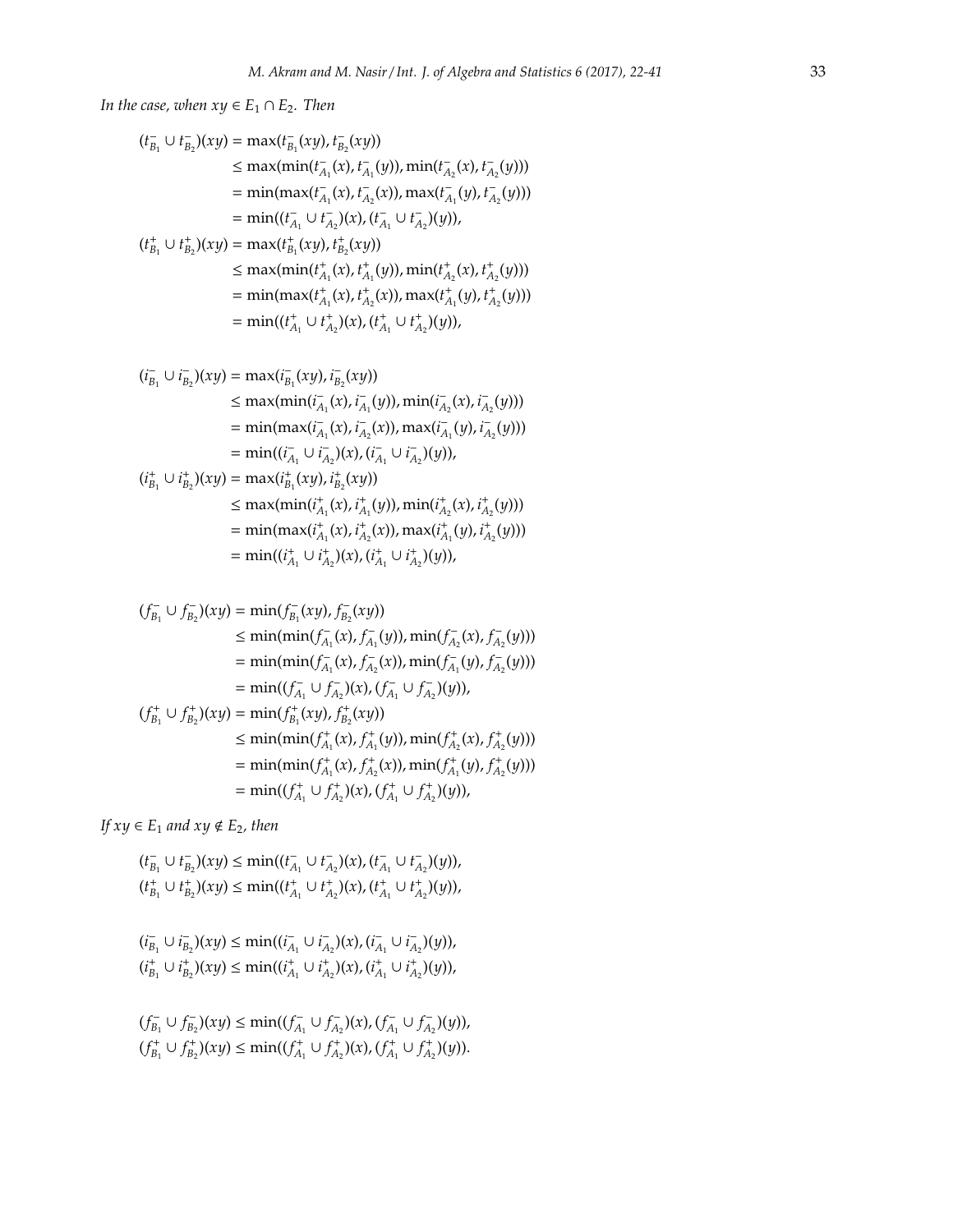*In the case, when $xy \in E_1 \cap E_2$. Then*

$$
\begin{aligned}
(t^-_{B_1} \cup t^-_{B_2})(xy) &= \max(t^-_{B_1}(xy), t^-_{B_2}(xy)) \\
&\leq \max(\min(t^-_{A_1}(x), t^-_{A_1}(y)), \min(t^-_{A_2}(x), t^-_{A_2}(y))) \\
&= \min(\max(t^-_{A_1}(x), t^-_{A_2}(x)), \max(t^-_{A_1}(y), t^-_{A_2}(y))) \\
&= \min((t^-_{A_1} \cup t^-_{A_2})(x), (t^-_{A_1} \cup t^-_{A_2})(y)), \\
(t^+_{B_1} \cup t^+_{B_2})(xy) &= \max(t^+_{B_1}(xy), t^+_{B_2}(xy)) \\
&\leq \max(\min(t^+_{A_1}(x), t^+_{A_1}(y)), \min(t^+_{A_2}(x), t^+_{A_2}(y))) \\
&= \min(\max(t^+_{A_1}(x), t^+_{A_2}(x)), \max(t^+_{A_1}(y), t^+_{A_2}(y))) \\
&= \min((t^+_{A_1} \cup t^+_{A_2})(x), (t^+_{A_1} \cup t^+_{A_2})(y)),
\end{aligned}
$$

$$
\begin{aligned}
(i^-_{B_1} \cup i^-_{B_2})(xy) &= \max(i^-_{B_1}(xy), i^-_{B_2}(xy)) \\
&\leq \max(\min(i^-_{A_1}(x), i^-_{A_1}(y)), \min(i^-_{A_2}(x), i^-_{A_2}(y))) \\
&= \min(\max(i^-_{A_1}(x), i^-_{A_2}(x)), \max(i^-_{A_1}(y), i^-_{A_2}(y))) \\
&= \min((i^-_{A_1} \cup i^-_{A_2})(x), (i^-_{A_1} \cup i^-_{A_2})(y)), \\
(i^+_{B_1} \cup i^+_{B_2})(xy) &= \max(i^+_{B_1}(xy), i^+_{B_2}(xy)) \\
&\leq \max(\min(i^+_{A_1}(x), i^+_{A_1}(y)), \min(i^+_{A_2}(x), i^+_{A_2}(y))) \\
&= \min(\max(i^+_{A_1}(x), i^+_{A_2}(x)), \max(i^+_{A_1}(y), i^+_{A_2}(y))) \\
&= \min((i^+_{A_1} \cup i^+_{A_2})(x), (i^+_{A_1} \cup i^+_{A_2})(y)),
\end{aligned}
$$

$$
\begin{aligned}
(f^-_{B_1} \cup f^-_{B_2})(xy) &= \min(f^-_{B_1}(xy), f^-_{B_2}(xy)) \\
&\leq \min(\min(f^-_{A_1}(x), f^-_{A_1}(y)), \min(f^-_{A_2}(x), f^-_{A_2}(y))) \\
&= \min(\min(f^-_{A_1}(x), f^-_{A_2}(x)), \min(f^-_{A_1}(y), f^-_{A_2}(y))) \\
&= \min((f^-_{A_1} \cup f^-_{A_2})(x), (f^-_{A_1} \cup f^-_{A_2})(y)), \\
(f^+_{B_1} \cup f^+_{B_2})(xy) &= \min(f^+_{B_1}(xy), f^+_{B_2}(xy)) \\
&\leq \min(\min(f^+_{A_1}(x), f^+_{A_1}(y)), \min(f^+_{A_2}(x), f^+_{A_2}(y))) \\
&= \min(\min(f^+_{A_1}(x), f^+_{A_2}(x)), \min(f^+_{A_1}(y), f^+_{A_2}(y))) \\
&= \min((f^+_{A_1} \cup f^+_{A_2})(x), (f^+_{A_1} \cup f^+_{A_2})(y)),
\end{aligned}
$$

*If $xy \in E_1$ and $xy \notin E_2$, then*

$$
\begin{aligned}
(t^-_{B_1} \cup t^-_{B_2})(xy) &\leq \min((t^-_{A_1} \cup t^-_{A_2})(x), (t^-_{A_1} \cup t^-_{A_2})(y)), \\
(t^+_{B_1} \cup t^+_{B_2})(xy) &\leq \min((t^+_{A_1} \cup t^+_{A_2})(x), (t^+_{A_1} \cup t^+_{A_2})(y)),
\end{aligned}
$$

$$
\begin{aligned}
(i^-_{B_1} \cup i^-_{B_2})(xy) &\leq \min((i^-_{A_1} \cup i^-_{A_2})(x), (i^-_{A_1} \cup i^-_{A_2})(y)), \\
(i^+_{B_1} \cup i^+_{B_2})(xy) &\leq \min((i^+_{A_1} \cup i^+_{A_2})(x), (i^+_{A_1} \cup i^+_{A_2})(y)),
\end{aligned}
$$

$$
\begin{aligned}
(f^-_{B_1} \cup f^-_{B_2})(xy) &\leq \min((f^-_{A_1} \cup f^-_{A_2})(x), (f^-_{A_1} \cup f^-_{A_2})(y)), \\
(f^+_{B_1} \cup f^+_{B_2})(xy) &\leq \min((f^+_{A_1} \cup f^+_{A_2})(x), (f^+_{A_1} \cup f^+_{A_2})(y)).
\end{aligned}
$$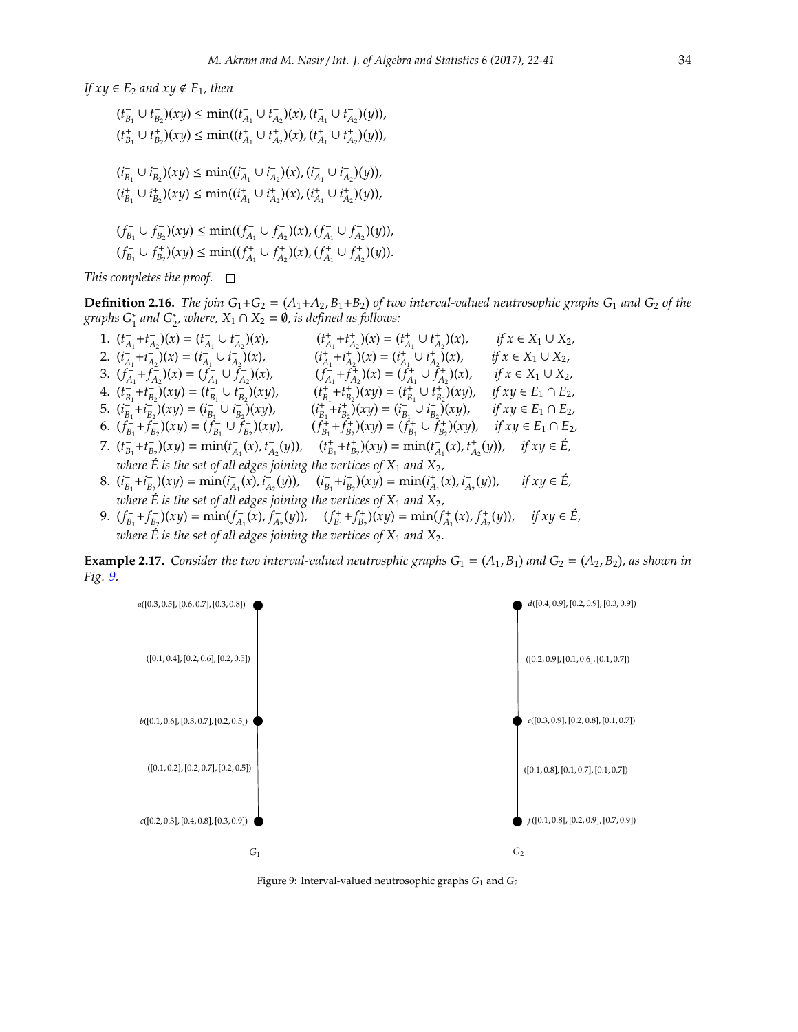*If $xy \in E_2$ and $xy \notin E_1$, then*

$$(t^-_{B_1} \cup t^-_{B_2})(xy) \leq \min((t^-_{A_1} \cup t^-_{A_2})(x), (t^-_{A_1} \cup t^-_{A_2})(y)),$$
$$(t^+_{B_1} \cup t^+_{B_2})(xy) \leq \min((t^+_{A_1} \cup t^+_{A_2})(x), (t^+_{A_1} \cup t^+_{A_2})(y)),$$

$$(i^-_{B_1} \cup i^-_{B_2})(xy) \leq \min((i^-_{A_1} \cup i^-_{A_2})(x), (i^-_{A_1} \cup i^-_{A_2})(y)),$$
$$(i^+_{B_1} \cup i^+_{B_2})(xy) \leq \min((i^+_{A_1} \cup i^+_{A_2})(x), (i^+_{A_1} \cup i^+_{A_2})(y)),$$

$$(f^-_{B_1} \cup f^-_{B_2})(xy) \leq \min((f^-_{A_1} \cup f^-_{A_2})(x), (f^-_{A_1} \cup f^-_{A_2})(y)),$$
$$(f^+_{B_1} \cup f^+_{B_2})(xy) \leq \min((f^+_{A_1} \cup f^+_{A_2})(x), (f^+_{A_1} \cup f^+_{A_2})(y)).$$

*This completes the proof.* □

**Definition 2.16.** *The join $G_1+G_2 = (A_1+A_2, B_1+B_2)$ of two interval-valued neutrosophic graphs $G_1$ and $G_2$ of the graphs $G^*_1$ and $G^*_2$, where, $X_1 \cap X_2 = \emptyset$, is defined as follows:*

1. $(t^-_{A_1}+t^-_{A_2})(x) = (t^-_{A_1} \cup t^-_{A_2})(x)$, $\quad (t^+_{A_1}+t^+_{A_2})(x) = (t^+_{A_1} \cup t^+_{A_2})(x)$, $\quad$ *if $x \in X_1 \cup X_2$,*
2. $(i^-_{A_1}+i^-_{A_2})(x) = (i^-_{A_1} \cup i^-_{A_2})(x)$, $\quad (i^+_{A_1}+i^+_{A_2})(x) = (i^+_{A_1} \cup i^+_{A_2})(x)$, $\quad$ *if $x \in X_1 \cup X_2$,*
3. $(f^-_{A_1}+f^-_{A_2})(x) = (f^-_{A_1} \cup f^-_{A_2})(x)$, $\quad (f^+_{A_1}+f^+_{A_2})(x) = (f^+_{A_1} \cup f^+_{A_2})(x)$, $\quad$ *if $x \in X_1 \cup X_2$,*
4. $(t^-_{B_1}+t^-_{B_2})(xy) = (t^-_{B_1} \cup t^-_{B_2})(xy)$, $\quad (t^+_{B_1}+t^+_{B_2})(xy) = (t^+_{B_1} \cup t^+_{B_2})(xy)$, $\quad$ *if $xy \in E_1 \cap E_2$,*
5. $(i^-_{B_1}+i^-_{B_2})(xy) = (i^-_{B_1} \cup i^-_{B_2})(xy)$, $\quad (i^+_{B_1}+i^+_{B_2})(xy) = (i^+_{B_1} \cup i^+_{B_2})(xy)$, $\quad$ *if $xy \in E_1 \cap E_2$,*
6. $(f^-_{B_1}+f^-_{B_2})(xy) = (f^-_{B_1} \cup f^-_{B_2})(xy)$, $\quad (f^+_{B_1}+f^+_{B_2})(xy) = (f^+_{B_1} \cup f^+_{B_2})(xy)$, $\quad$ *if $xy \in E_1 \cap E_2$,*
7. $(t^-_{B_1}+t^-_{B_2})(xy) = \min(t^-_{A_1}(x), t^-_{A_2}(y))$, $\quad (t^+_{B_1}+t^+_{B_2})(xy) = \min(t^+_{A_1}(x), t^+_{A_2}(y))$, $\quad$ *if $xy \in \acute{E}$, where $\acute{E}$ is the set of all edges joining the vertices of $X_1$ and $X_2$,*
8. $(i^-_{B_1}+i^-_{B_2})(xy) = \min(i^-_{A_1}(x), i^-_{A_2}(y))$, $\quad (i^+_{B_1}+i^+_{B_2})(xy) = \min(i^+_{A_1}(x), i^+_{A_2}(y))$, $\quad$ *if $xy \in \acute{E}$, where $\acute{E}$ is the set of all edges joining the vertices of $X_1$ and $X_2$,*
9. $(f^-_{B_1}+f^-_{B_2})(xy) = \min(f^-_{A_1}(x), f^-_{A_2}(y))$, $\quad (f^+_{B_1}+f^+_{B_2})(xy) = \min(f^+_{A_1}(x), f^+_{A_2}(y))$, $\quad$ *if $xy \in \acute{E}$, where $\acute{E}$ is the set of all edges joining the vertices of $X_1$ and $X_2$.*

**Example 2.17.** *Consider the two interval-valued neutrosphic graphs $G_1 = (A_1, B_1)$ and $G_2 = (A_2, B_2)$, as shown in Fig. 9.*

$G_1$: $a$([0.3, 0.5], [0.6, 0.7], [0.3, 0.8]), $b$([0.1, 0.6], [0.3, 0.7], [0.2, 0.5]), $c$([0.2, 0.3], [0.4, 0.8], [0.3, 0.9]); edge $ab$: ([0.1, 0.4], [0.2, 0.6], [0.2, 0.5]), edge $bc$: ([0.1, 0.2], [0.2, 0.7], [0.2, 0.5])

$G_2$: $d$([0.4, 0.9], [0.2, 0.9], [0.3, 0.9]), $e$([0.3, 0.9], [0.2, 0.8], [0.1, 0.7]), $f$([0.1, 0.8], [0.2, 0.9], [0.7, 0.9]); edge $de$: ([0.2, 0.9], [0.1, 0.6], [0.1, 0.7]), edge $ef$: ([0.1, 0.8], [0.1, 0.7], [0.1, 0.7])

Figure 9: Interval-valued neutrosophic graphs $G_1$ and $G_2$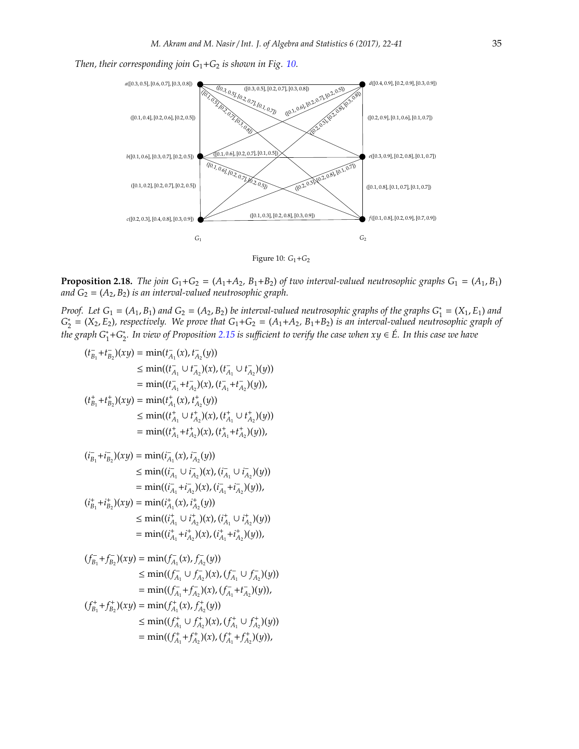*Then, their corresponding join $G_1$+$G_2$ is shown in Fig. 10.*

Figure 10: $G_1$+$G_2$

**Proposition 2.18.** *The join $G_1+G_2 = (A_1+A_2, B_1+B_2)$ of two interval-valued neutrosophic graphs $G_1 = (A_1, B_1)$ and $G_2 = (A_2, B_2)$ is an interval-valued neutrosophic graph.*

*Proof.* Let $G_1 = (A_1, B_1)$ and $G_2 = (A_2, B_2)$ be interval-valued neutrosophic graphs of the graphs $G_1^* = (X_1, E_1)$ and $G_2^* = (X_2, E_2)$, respectively. We prove that $G_1+G_2 = (A_1+A_2, B_1+B_2)$ is an interval-valued neutrosophic graph of the graph $G_1^*+G_2^*$. In view of Proposition 2.15 is sufficient to verify the case when $xy \in \acute{E}$. In this case we have

$$
\begin{aligned}
(t^-_{B_1}+t^-_{B_2})(xy) &= \min(t^-_{A_1}(x), t^-_{A_2}(y)) \\
&\leq \min((t^-_{A_1} \cup t^-_{A_2})(x), (t^-_{A_1} \cup t^-_{A_2})(y)) \\
&= \min((t^-_{A_1}+t^-_{A_2})(x), (t^-_{A_1}+t^-_{A_2})(y)), \\
(t^+_{B_1}+t^+_{B_2})(xy) &= \min(t^+_{A_1}(x), t^+_{A_2}(y)) \\
&\leq \min((t^+_{A_1} \cup t^+_{A_2})(x), (t^+_{A_1} \cup t^+_{A_2})(y)) \\
&= \min((t^+_{A_1}+t^+_{A_2})(x), (t^+_{A_1}+t^+_{A_2})(y)),
\end{aligned}
$$

$$
\begin{aligned}
(i^-_{B_1}+i^-_{B_2})(xy) &= \min(i^-_{A_1}(x), i^-_{A_2}(y)) \\
&\leq \min((i^-_{A_1} \cup i^-_{A_2})(x), (i^-_{A_1} \cup i^-_{A_2})(y)) \\
&= \min((i^-_{A_1}+i^-_{A_2})(x), (i^-_{A_1}+i^-_{A_2})(y)), \\
(i^+_{B_1}+i^+_{B_2})(xy) &= \min(i^+_{A_1}(x), i^+_{A_2}(y)) \\
&\leq \min((i^+_{A_1} \cup i^+_{A_2})(x), (i^+_{A_1} \cup i^+_{A_2})(y)) \\
&= \min((i^+_{A_1}+i^+_{A_2})(x), (i^+_{A_1}+i^+_{A_2})(y)),
\end{aligned}
$$

$$
\begin{aligned}
(f^-_{B_1}+f^-_{B_2})(xy) &= \min(f^-_{A_1}(x), f^-_{A_2}(y)) \\
&\leq \min((f^-_{A_1} \cup f^-_{A_2})(x), (f^-_{A_1} \cup f^-_{A_2})(y)) \\
&= \min((f^-_{A_1}+f^-_{A_2})(x), (f^-_{A_1}+t^-_{A_2})(y)), \\
(f^+_{B_1}+f^+_{B_2})(xy) &= \min(f^+_{A_1}(x), f^+_{A_2}(y)) \\
&\leq \min((f^+_{A_1} \cup f^+_{A_2})(x), (f^+_{A_1} \cup f^+_{A_2})(y)) \\
&= \min((f^+_{A_1}+f^+_{A_2})(x), (f^+_{A_1}+f^+_{A_2})(y)),
\end{aligned}
$$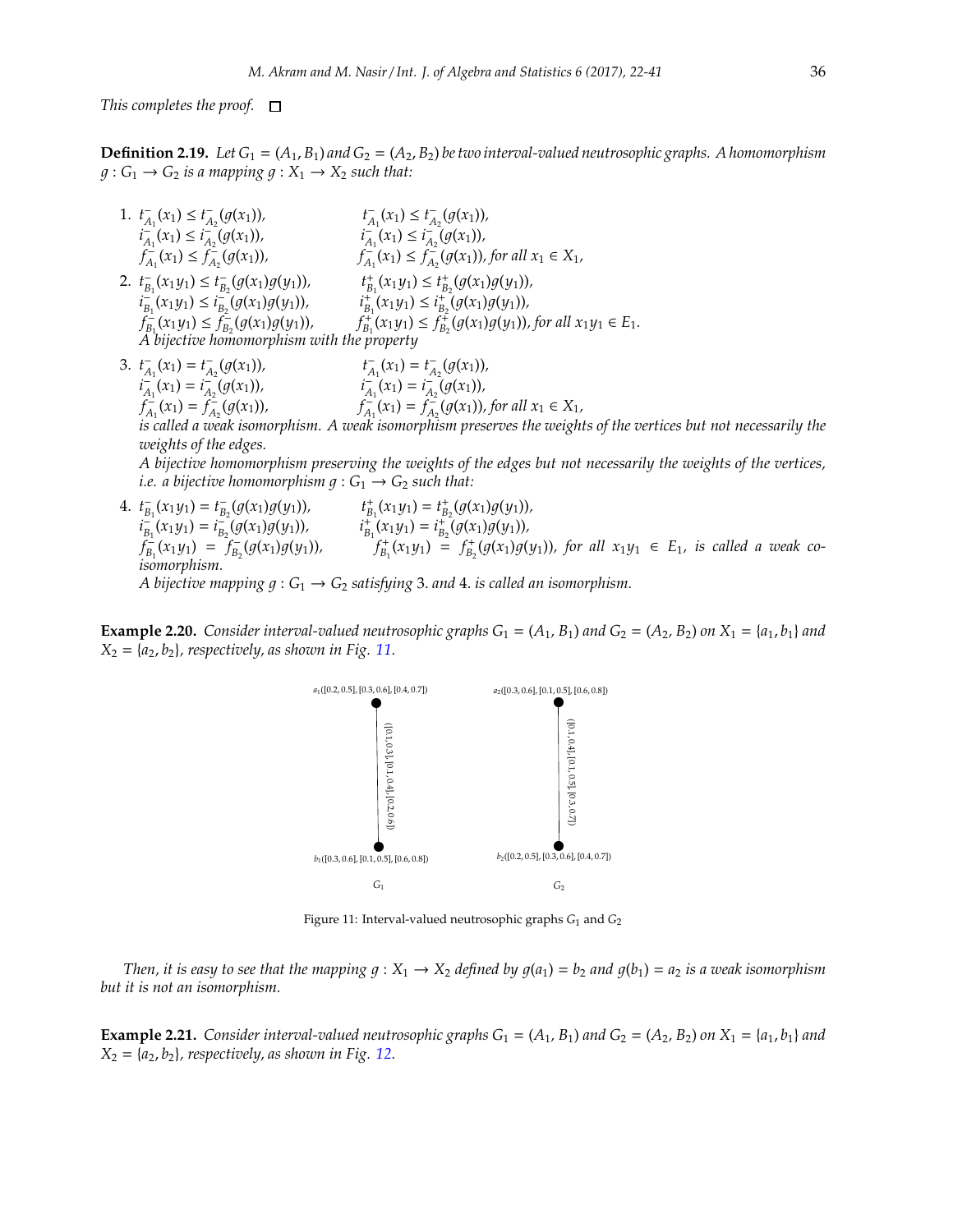This completes the proof. □

**Definition 2.19.** *Let $G_1 = (A_1, B_1)$ and $G_2 = (A_2, B_2)$ be two interval-valued neutrosophic graphs. A homomorphism $g : G_1 \to G_2$ is a mapping $g : X_1 \to X_2$ such that:*

1. $t^-_{A_1}(x_1) \le t^-_{A_2}(g(x_1))$, $\quad t^-_{A_1}(x_1) \le t^-_{A_2}(g(x_1))$,
   $i^-_{A_1}(x_1) \le i^-_{A_2}(g(x_1))$, $\quad i^-_{A_1}(x_1) \le i^-_{A_2}(g(x_1))$,
   $f^-_{A_1}(x_1) \le f^-_{A_2}(g(x_1))$, $\quad f^-_{A_1}(x_1) \le f^-_{A_2}(g(x_1))$, *for all* $x_1 \in X_1$,
2. $t^-_{B_1}(x_1y_1) \le t^-_{B_2}(g(x_1)g(y_1))$, $\quad t^+_{B_1}(x_1y_1) \le t^+_{B_2}(g(x_1)g(y_1))$,
   $i^-_{B_1}(x_1y_1) \le i^-_{B_2}(g(x_1)g(y_1))$, $\quad i^+_{B_1}(x_1y_1) \le i^+_{B_2}(g(x_1)g(y_1))$,
   $f^-_{B_1}(x_1y_1) \le f^-_{B_2}(g(x_1)g(y_1))$, $\quad f^+_{B_1}(x_1y_1) \le f^+_{B_2}(g(x_1)g(y_1))$, *for all* $x_1y_1 \in E_1$.
   *A bijective homomorphism with the property*
3. $t^-_{A_1}(x_1) = t^-_{A_2}(g(x_1))$, $\quad t^-_{A_1}(x_1) = t^-_{A_2}(g(x_1))$,
   $i^-_{A_1}(x_1) = i^-_{A_2}(g(x_1))$, $\quad i^-_{A_1}(x_1) = i^-_{A_2}(g(x_1))$,
   $f^-_{A_1}(x_1) = f^-_{A_2}(g(x_1))$, $\quad f^-_{A_1}(x_1) = f^-_{A_2}(g(x_1))$, *for all* $x_1 \in X_1$,
   *is called a weak isomorphism. A weak isomorphism preserves the weights of the vertices but not necessarily the weights of the edges.*
   *A bijective homomorphism preserving the weights of the edges but not necessarily the weights of the vertices, i.e. a bijective homomorphism $g : G_1 \to G_2$ such that:*
4. $t^-_{B_1}(x_1y_1) = t^-_{B_2}(g(x_1)g(y_1))$, $\quad t^+_{B_1}(x_1y_1) = t^+_{B_2}(g(x_1)g(y_1))$,
   $i^-_{B_1}(x_1y_1) = i^-_{B_2}(g(x_1)g(y_1))$, $\quad i^+_{B_1}(x_1y_1) = i^+_{B_2}(g(x_1)g(y_1))$,
   $f^-_{B_1}(x_1y_1) = f^-_{B_2}(g(x_1)g(y_1))$, $\quad f^+_{B_1}(x_1y_1) = f^+_{B_2}(g(x_1)g(y_1))$, *for all* $x_1y_1 \in E_1$, *is called a weak co-isomorphism.*
   *A bijective mapping $g : G_1 \to G_2$ satisfying 3. and 4. is called an isomorphism.*

**Example 2.20.** *Consider interval-valued neutrosophic graphs $G_1 = (A_1, B_1)$ and $G_2 = (A_2, B_2)$ on $X_1 = \{a_1, b_1\}$ and $X_2 = \{a_2, b_2\}$, respectively, as shown in Fig. 11.*

$G_1$: $a_1([0.2, 0.5], [0.3, 0.6], [0.4, 0.7])$, $b_1([0.3, 0.6], [0.1, 0.5], [0.6, 0.8])$, edge $a_1b_1$: $([0.1, 0.3], [0.1, 0.4], [0.2, 0.6])$

$G_2$: $a_2([0.3, 0.6], [0.1, 0.5], [0.6, 0.8])$, $b_2([0.2, 0.5], [0.3, 0.6], [0.4, 0.7])$, edge $a_2b_2$: $([0.1, 0.4], [0.1, 0.5], [0.3, 0.7])$

Figure 11: Interval-valued neutrosophic graphs $G_1$ and $G_2$

*Then, it is easy to see that the mapping $g : X_1 \to X_2$ defined by $g(a_1) = b_2$ and $g(b_1) = a_2$ is a weak isomorphism but it is not an isomorphism.*

**Example 2.21.** *Consider interval-valued neutrosophic graphs $G_1 = (A_1, B_1)$ and $G_2 = (A_2, B_2)$ on $X_1 = \{a_1, b_1\}$ and $X_2 = \{a_2, b_2\}$, respectively, as shown in Fig. 12.*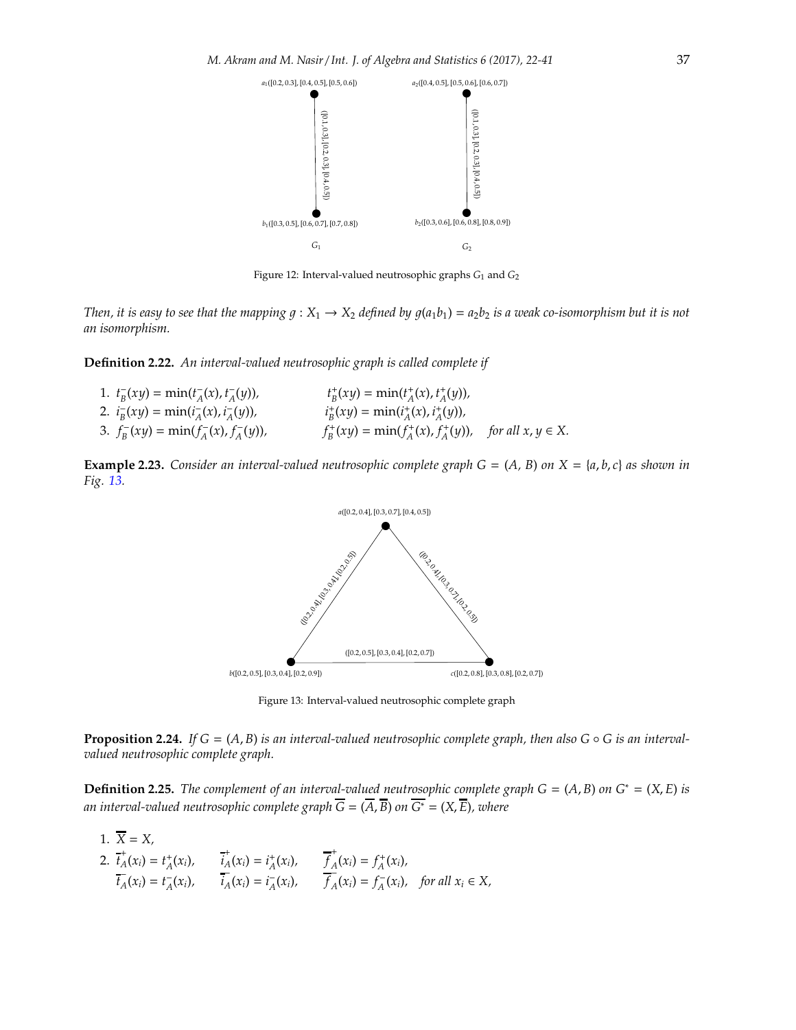Figure 12: Interval-valued neutrosophic graphs $G_1$ and $G_2$

*Then, it is easy to see that the mapping $g : X_1 \to X_2$ defined by $g(a_1b_1) = a_2b_2$ is a weak co-isomorphism but it is not an isomorphism.*

**Definition 2.22.** *An interval-valued neutrosophic graph is called complete if*

1. $t_B^-(xy) = \min(t_A^-(x), t_A^-(y))$, $\quad t_B^+(xy) = \min(t_A^+(x), t_A^+(y))$,
2. $i_B^-(xy) = \min(i_A^-(x), i_A^-(y))$, $\quad i_B^+(xy) = \min(i_A^+(x), i_A^+(y))$,
3. $f_B^-(xy) = \min(f_A^-(x), f_A^-(y))$, $\quad f_B^+(xy) = \min(f_A^+(x), f_A^+(y))$, *for all $x, y \in X$.*

**Example 2.23.** *Consider an interval-valued neutrosophic complete graph $G = (A, B)$ on $X = \{a, b, c\}$ as shown in Fig. 13.*

Figure 13: Interval-valued neutrosophic complete graph

**Proposition 2.24.** *If $G = (A, B)$ is an interval-valued neutrosophic complete graph, then also $G \circ G$ is an interval-valued neutrosophic complete graph.*

**Definition 2.25.** *The complement of an interval-valued neutrosophic complete graph $G = (A, B)$ on $G^* = (X, E)$ is an interval-valued neutrosophic complete graph $\overline{G} = (\overline{A}, \overline{B})$ on $\overline{G^*} = (X, \overline{E})$, where*

1. $\overline{X} = X$,
2. $\overline{t}_A^+(x_i) = t_A^+(x_i)$, $\quad \overline{i}_A^+(x_i) = i_A^+(x_i)$, $\quad \overline{f}_A^+(x_i) = f_A^+(x_i)$,
   $\overline{t}_A^-(x_i) = t_A^-(x_i)$, $\quad \overline{i}_A^-(x_i) = i_A^-(x_i)$, $\quad \overline{f}_A^-(x_i) = f_A^-(x_i)$, *for all $x_i \in X$,*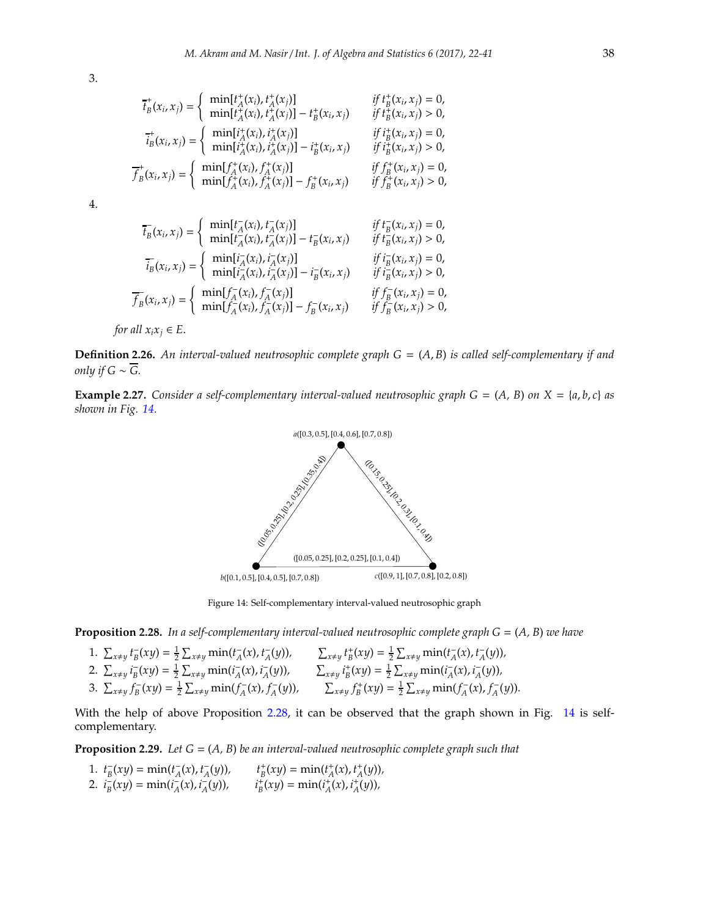3.

$$\overline{t}^{+}_B(x_i, x_j) = \begin{cases} \min[t^{+}_A(x_i), t^{+}_A(x_j)] & \textit{if } t^{+}_B(x_i, x_j) = 0, \\ \min[t^{+}_A(x_i), t^{+}_A(x_j)] - t^{+}_B(x_i, x_j) & \textit{if } t^{+}_B(x_i, x_j) > 0, \end{cases}$$

$$\overline{i}^{+}_B(x_i, x_j) = \begin{cases} \min[i^{+}_A(x_i), i^{+}_A(x_j)] & \textit{if } i^{+}_B(x_i, x_j) = 0, \\ \min[i^{+}_A(x_i), i^{+}_A(x_j)] - i^{+}_B(x_i, x_j) & \textit{if } i^{+}_B(x_i, x_j) > 0, \end{cases}$$

$$\overline{f}^{+}_B(x_i, x_j) = \begin{cases} \min[f^{+}_A(x_i), f^{+}_A(x_j)] & \textit{if } f^{+}_B(x_i, x_j) = 0, \\ \min[f^{+}_A(x_i), f^{+}_A(x_j)] - f^{+}_B(x_i, x_j) & \textit{if } f^{+}_B(x_i, x_j) > 0, \end{cases}$$

4.

$$\overline{t}^{-}_B(x_i, x_j) = \begin{cases} \min[t^{-}_A(x_i), t^{-}_A(x_j)] & \textit{if } t^{-}_B(x_i, x_j) = 0, \\ \min[t^{-}_A(x_i), t^{-}_A(x_j)] - t^{-}_B(x_i, x_j) & \textit{if } t^{-}_B(x_i, x_j) > 0, \end{cases}$$

$$\overline{i}^{-}_B(x_i, x_j) = \begin{cases} \min[i^{-}_A(x_i), i^{-}_A(x_j)] & \textit{if } i^{-}_B(x_i, x_j) = 0, \\ \min[i^{-}_A(x_i), i^{-}_A(x_j)] - i^{-}_B(x_i, x_j) & \textit{if } i^{-}_B(x_i, x_j) > 0, \end{cases}$$

$$\overline{f}^{-}_B(x_i, x_j) = \begin{cases} \min[f^{-}_A(x_i), f^{-}_A(x_j)] & \textit{if } f^{-}_B(x_i, x_j) = 0, \\ \min[f^{-}_A(x_i), f^{-}_A(x_j)] - f^{-}_B(x_i, x_j) & \textit{if } f^{-}_B(x_i, x_j) > 0, \end{cases}$$

*for all* $x_i x_j \in E$.

**Definition 2.26.** *An interval-valued neutrosophic complete graph* $G = (A, B)$ *is called self-complementary if and only if* $G \sim \overline{G}$.

**Example 2.27.** *Consider a self-complementary interval-valued neutrosophic graph* $G = (A, B)$ *on* $X = \{a, b, c\}$ *as shown in Fig. 14.*

a([0.3, 0.5], [0.4, 0.6], [0.7, 0.8])

b([0.1, 0.5], [0.4, 0.5], [0.7, 0.8])

c([0.9, 1], [0.7, 0.8], [0.2, 0.8])

ab: ([0.05, 0.25], [0.2, 0.25], [0.35, 0.4])

ac: ([0.15, 0.25], [0.2, 0.3], [0.1, 0.4])

bc: ([0.05, 0.25], [0.2, 0.25], [0.1, 0.4])

Figure 14: Self-complementary interval-valued neutrosophic graph

**Proposition 2.28.** *In a self-complementary interval-valued neutrosophic complete graph* $G = (A, B)$ *we have*

1. $\sum_{x \neq y} t^{-}_B(xy) = \frac{1}{2} \sum_{x \neq y} \min(t^{-}_A(x), t^{-}_A(y))$, $\qquad \sum_{x \neq y} t^{+}_B(xy) = \frac{1}{2} \sum_{x \neq y} \min(t^{-}_A(x), t^{-}_A(y))$,
2. $\sum_{x \neq y} i^{-}_B(xy) = \frac{1}{2} \sum_{x \neq y} \min(i^{-}_A(x), i^{-}_A(y))$, $\qquad \sum_{x \neq y} i^{+}_B(xy) = \frac{1}{2} \sum_{x \neq y} \min(i^{-}_A(x), i^{-}_A(y))$,
3. $\sum_{x \neq y} f^{-}_B(xy) = \frac{1}{2} \sum_{x \neq y} \min(f^{-}_A(x), f^{-}_A(y))$, $\qquad \sum_{x \neq y} f^{+}_B(xy) = \frac{1}{2} \sum_{x \neq y} \min(f^{-}_A(x), f^{-}_A(y))$.

With the help of above Proposition 2.28, it can be observed that the graph shown in Fig. 14 is self-complementary.

**Proposition 2.29.** *Let* $G = (A, B)$ *be an interval-valued neutrosophic complete graph such that*

1. $t^{-}_B(xy) = \min(t^{-}_A(x), t^{-}_A(y))$, $\qquad t^{+}_B(xy) = \min(t^{+}_A(x), t^{+}_A(y))$,
2. $i^{-}_B(xy) = \min(i^{-}_A(x), i^{-}_A(y))$, $\qquad i^{+}_B(xy) = \min(i^{+}_A(x), i^{+}_A(y))$,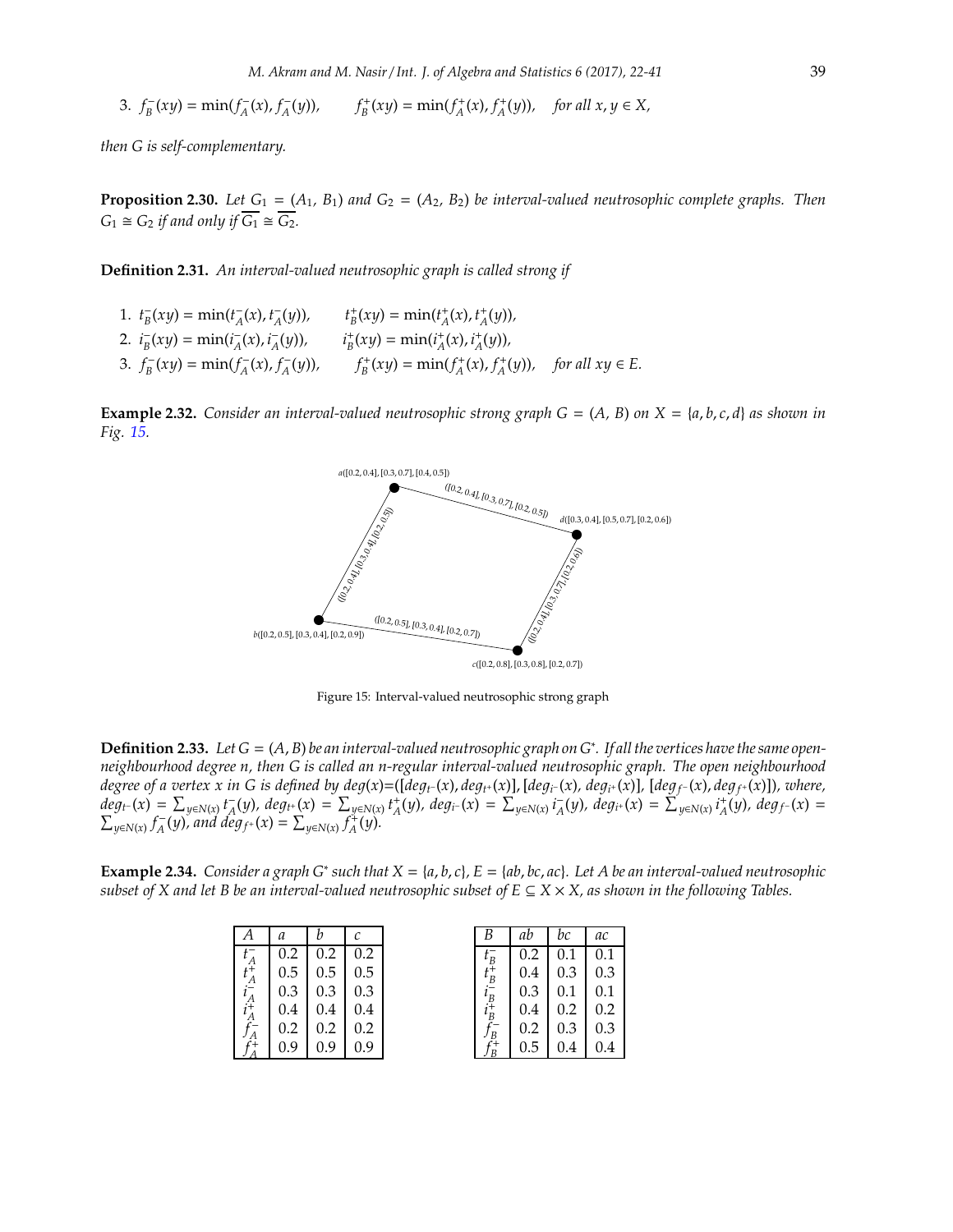3. $f_B^-(xy) = \min(f_A^-(x), f_A^-(y))$, $\quad f_B^+(xy) = \min(f_A^+(x), i_A^+(x), f_A^+(y))$, *for all* $x, y \in X$,

*then G is self-complementary.*

**Proposition 2.30.** *Let* $G_1 = (A_1, B_1)$ *and* $G_2 = (A_2, B_2)$ *be interval-valued neutrosophic complete graphs. Then* $G_1 \cong G_2$ *if and only if* $\overline{G_1} \cong \overline{G_2}$.

**Definition 2.31.** *An interval-valued neutrosophic graph is called strong if*

1. $t_B^-(xy) = \min(t_A^-(x), t_A^-(y))$, $\quad t_B^+(xy) = \min(t_A^+(x), t_A^+(y))$,
2. $i_B^-(xy) = \min(i_A^-(x), i_A^-(y))$, $\quad i_B^+(xy) = \min(i_A^+(x), i_A^+(y))$,
3. $f_B^-(xy) = \min(f_A^-(x), f_A^-(y))$, $\quad f_B^+(xy) = \min(f_A^+(x), f_A^+(y))$, *for all* $xy \in E$.

**Example 2.32.** *Consider an interval-valued neutrosophic strong graph* $G = (A, B)$ *on* $X = \{a, b, c, d\}$ *as shown in Fig. 15.*

Figure 15: Interval-valued neutrosophic strong graph

**Definition 2.33.** *Let* $G = (A, B)$ *be an interval-valued neutrosophic graph on* $G^*$. *If all the vertices have the same open-neighbourhood degree n, then G is called an n-regular interval-valued neutrosophic graph. The open neighbourhood degree of a vertex x in G is defined by* $deg(x)=([deg_{t^-}(x), deg_{t^+}(x)], [deg_{i^-}(x), deg_{i^+}(x)], [deg_{f^-}(x), deg_{f^+}(x)])$, *where,* $deg_{t^-}(x) = \sum_{y \in N(x)} t_A^-(y)$, $deg_{t^+}(x) = \sum_{y \in N(x)} t_A^+(y)$, $deg_{i^-}(x) = \sum_{y \in N(x)} i_A^-(y)$, $deg_{i^+}(x) = \sum_{y \in N(x)} i_A^+(y)$, $deg_{f^-}(x) = \sum_{y \in N(x)} f_A^-(y)$, *and* $deg_{f^+}(x) = \sum_{y \in N(x)} f_A^+(y)$.

**Example 2.34.** *Consider a graph* $G^*$ *such that* $X = \{a, b, c\}$, $E = \{ab, bc, ac\}$. *Let A be an interval-valued neutrosophic subset of X and let B be an interval-valued neutrosophic subset of* $E \subseteq X \times X$, *as shown in the following Tables.*

| $A$ | $a$ | $b$ | $c$ |
|---|---|---|---|
| $t_A^-$ | 0.2 | 0.2 | 0.2 |
| $t_A^+$ | 0.5 | 0.5 | 0.5 |
| $i_A^-$ | 0.3 | 0.3 | 0.3 |
| $i_A^+$ | 0.4 | 0.4 | 0.4 |
| $f_A^-$ | 0.2 | 0.2 | 0.2 |
| $f_A^+$ | 0.9 | 0.9 | 0.9 |

| $B$ | $ab$ | $bc$ | $ac$ |
|---|---|---|---|
| $t_B^-$ | 0.2 | 0.1 | 0.1 |
| $t_B^+$ | 0.4 | 0.3 | 0.3 |
| $i_B^-$ | 0.3 | 0.1 | 0.1 |
| $i_B^+$ | 0.4 | 0.2 | 0.2 |
| $f_B^-$ | 0.2 | 0.3 | 0.3 |
| $f_B^+$ | 0.5 | 0.4 | 0.4 |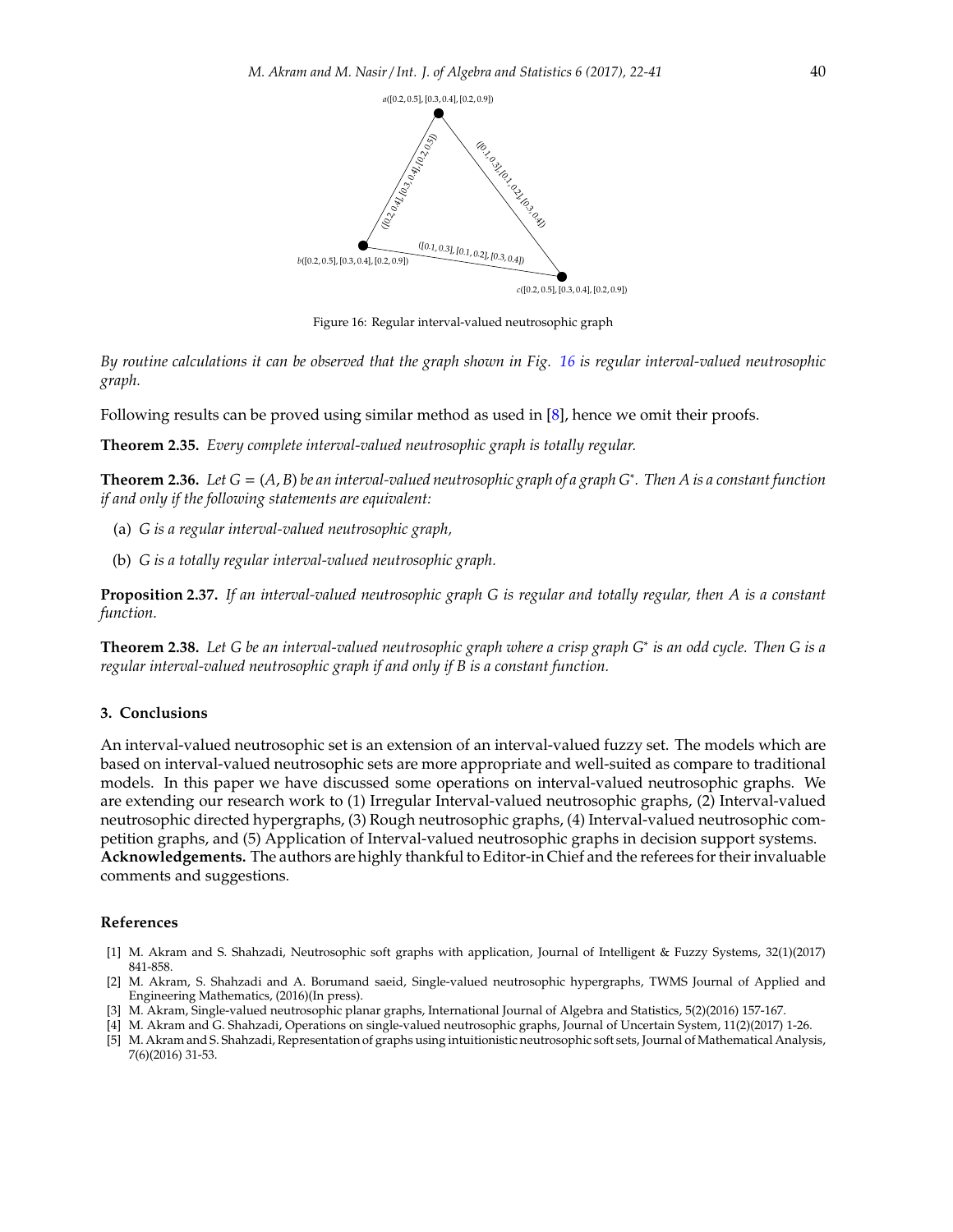Figure 16: Regular interval-valued neutrosophic graph

*By routine calculations it can be observed that the graph shown in Fig. 16 is regular interval-valued neutrosophic graph.*

Following results can be proved using similar method as used in [8], hence we omit their proofs.

**Theorem 2.35.** *Every complete interval-valued neutrosophic graph is totally regular.*

**Theorem 2.36.** *Let $G = (A, B)$ be an interval-valued neutrosophic graph of a graph $G^*$. Then $A$ is a constant function if and only if the following statements are equivalent:*

(a) *$G$ is a regular interval-valued neutrosophic graph,*

(b) *$G$ is a totally regular interval-valued neutrosophic graph.*

**Proposition 2.37.** *If an interval-valued neutrosophic graph $G$ is regular and totally regular, then $A$ is a constant function.*

**Theorem 2.38.** *Let $G$ be an interval-valued neutrosophic graph where a crisp graph $G^*$ is an odd cycle. Then $G$ is a regular interval-valued neutrosophic graph if and only if $B$ is a constant function.*

## 3. Conclusions

An interval-valued neutrosophic set is an extension of an interval-valued fuzzy set. The models which are based on interval-valued neutrosophic sets are more appropriate and well-suited as compare to traditional models. In this paper we have discussed some operations on interval-valued neutrosophic graphs. We are extending our research work to (1) Irregular Interval-valued neutrosophic graphs, (2) Interval-valued neutrosophic directed hypergraphs, (3) Rough neutrosophic graphs, (4) Interval-valued neutrosophic competition graphs, and (5) Application of Interval-valued neutrosophic graphs in decision support systems.

**Acknowledgements.** The authors are highly thankful to Editor-in Chief and the referees for their invaluable comments and suggestions.

## References

[1] M. Akram and S. Shahzadi, Neutrosophic soft graphs with application, Journal of Intelligent & Fuzzy Systems, 32(1)(2017) 841-858.

[2] M. Akram, S. Shahzadi and A. Borumand saeid, Single-valued neutrosophic hypergraphs, TWMS Journal of Applied and Engineering Mathematics, (2016)(In press).

[3] M. Akram, Single-valued neutrosophic planar graphs, International Journal of Algebra and Statistics, 5(2)(2016) 157-167.

[4] M. Akram and G. Shahzadi, Operations on single-valued neutrosophic graphs, Journal of Uncertain System, 11(2)(2017) 1-26.

[5] M. Akram and S. Shahzadi, Representation of graphs using intuitionistic neutrosophic soft sets, Journal of Mathematical Analysis, 7(6)(2016) 31-53.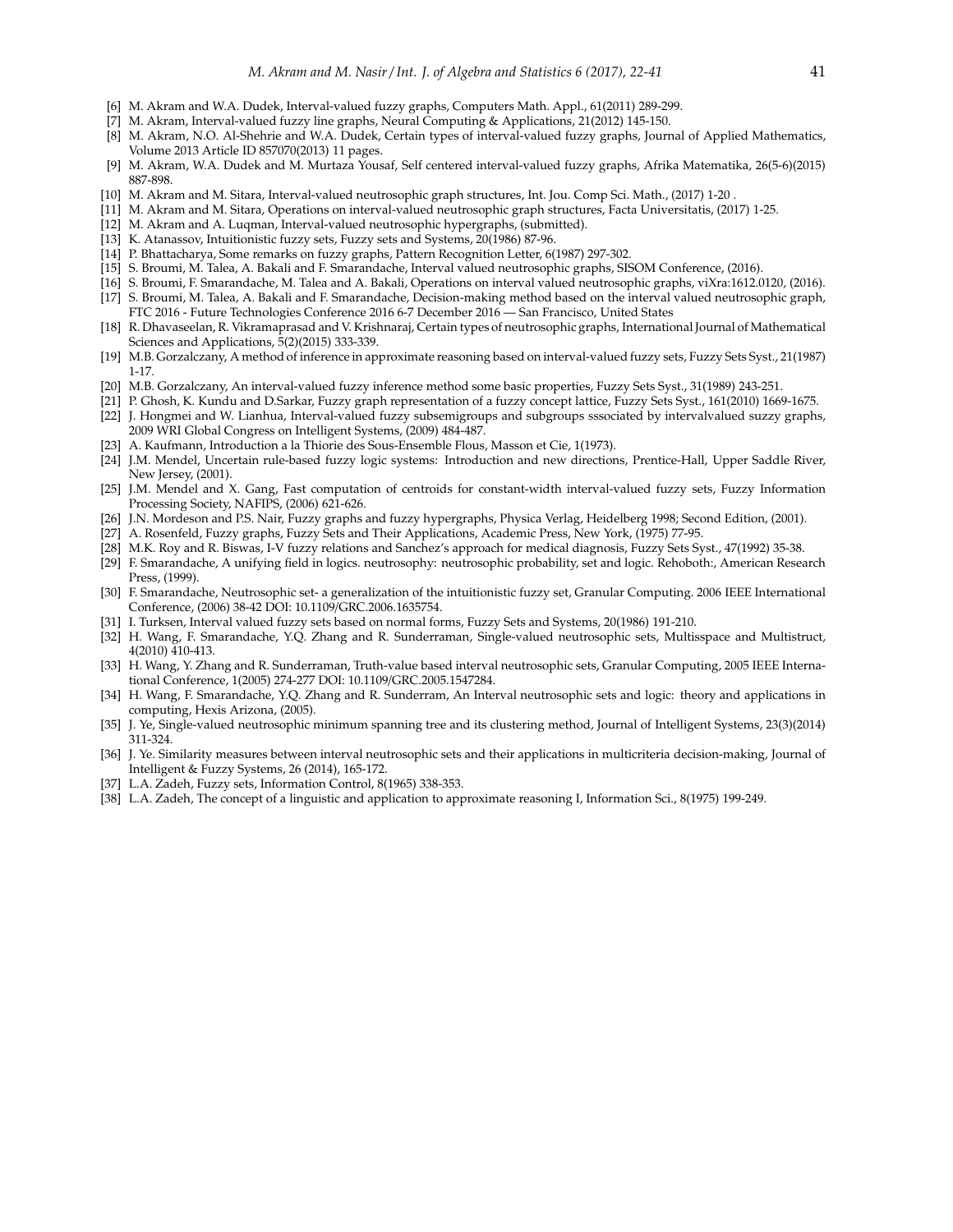[6] M. Akram and W.A. Dudek, Interval-valued fuzzy graphs, Computers Math. Appl., 61(2011) 289-299.

[7] M. Akram, Interval-valued fuzzy line graphs, Neural Computing & Applications, 21(2012) 145-150.

[8] M. Akram, N.O. Al-Shehrie and W.A. Dudek, Certain types of interval-valued fuzzy graphs, Journal of Applied Mathematics, Volume 2013 Article ID 857070(2013) 11 pages.

[9] M. Akram, W.A. Dudek and M. Murtaza Yousaf, Self centered interval-valued fuzzy graphs, Afrika Matematika, 26(5-6)(2015) 887-898.

[10] M. Akram and M. Sitara, Interval-valued neutrosophic graph structures, Int. Jou. Comp Sci. Math., (2017) 1-20 .

[11] M. Akram and M. Sitara, Operations on interval-valued neutrosophic graph structures, Facta Universitatis, (2017) 1-25.

[12] M. Akram and A. Luqman, Interval-valued neutrosophic hypergraphs, (submitted).

[13] K. Atanassov, Intuitionistic fuzzy sets, Fuzzy sets and Systems, 20(1986) 87-96.

[14] P. Bhattacharya, Some remarks on fuzzy graphs, Pattern Recognition Letter, 6(1987) 297-302.

[15] S. Broumi, M. Talea, A. Bakali and F. Smarandache, Interval valued neutrosophic graphs, SISOM Conference, (2016).

[16] S. Broumi, F. Smarandache, M. Talea and A. Bakali, Operations on interval valued neutrosophic graphs, viXra:1612.0120, (2016).

[17] S. Broumi, M. Talea, A. Bakali and F. Smarandache, Decision-making method based on the interval valued neutrosophic graph, FTC 2016 - Future Technologies Conference 2016 6-7 December 2016 — San Francisco, United States

[18] R. Dhavaseelan, R. Vikramaprasad and V. Krishnaraj, Certain types of neutrosophic graphs, International Journal of Mathematical Sciences and Applications, 5(2)(2015) 333-339.

[19] M.B. Gorzalczany, A method of inference in approximate reasoning based on interval-valued fuzzy sets, Fuzzy Sets Syst., 21(1987) 1-17.

[20] M.B. Gorzalczany, An interval-valued fuzzy inference method some basic properties, Fuzzy Sets Syst., 31(1989) 243-251.

[21] P. Ghosh, K. Kundu and D.Sarkar, Fuzzy graph representation of a fuzzy concept lattice, Fuzzy Sets Syst., 161(2010) 1669-1675.

[22] J. Hongmei and W. Lianhua, Interval-valued fuzzy subsemigroups and subgroups sssociated by intervalvalued suzzy graphs, 2009 WRI Global Congress on Intelligent Systems, (2009) 484-487.

[23] A. Kaufmann, Introduction a la Thiorie des Sous-Ensemble Flous, Masson et Cie, 1(1973).

[24] J.M. Mendel, Uncertain rule-based fuzzy logic systems: Introduction and new directions, Prentice-Hall, Upper Saddle River, New Jersey, (2001).

[25] J.M. Mendel and X. Gang, Fast computation of centroids for constant-width interval-valued fuzzy sets, Fuzzy Information Processing Society, NAFIPS, (2006) 621-626.

[26] J.N. Mordeson and P.S. Nair, Fuzzy graphs and fuzzy hypergraphs, Physica Verlag, Heidelberg 1998; Second Edition, (2001).

[27] A. Rosenfeld, Fuzzy graphs, Fuzzy Sets and Their Applications, Academic Press, New York, (1975) 77-95.

[28] M.K. Roy and R. Biswas, I-V fuzzy relations and Sanchez's approach for medical diagnosis, Fuzzy Sets Syst., 47(1992) 35-38.

[29] F. Smarandache, A unifying field in logics. neutrosophy: neutrosophic probability, set and logic. Rehoboth:, American Research Press, (1999).

[30] F. Smarandache, Neutrosophic set- a generalization of the intuitionistic fuzzy set, Granular Computing. 2006 IEEE International Conference, (2006) 38-42 DOI: 10.1109/GRC.2006.1635754.

[31] I. Turksen, Interval valued fuzzy sets based on normal forms, Fuzzy Sets and Systems, 20(1986) 191-210.

[32] H. Wang, F. Smarandache, Y.Q. Zhang and R. Sunderraman, Single-valued neutrosophic sets, Multisspace and Multistruct, 4(2010) 410-413.

[33] H. Wang, Y. Zhang and R. Sunderraman, Truth-value based interval neutrosophic sets, Granular Computing, 2005 IEEE International Conference, 1(2005) 274-277 DOI: 10.1109/GRC.2005.1547284.

[34] H. Wang, F. Smarandache, Y.Q. Zhang and R. Sunderram, An Interval neutrosophic sets and logic: theory and applications in computing, Hexis Arizona, (2005).

[35] J. Ye, Single-valued neutrosophic minimum spanning tree and its clustering method, Journal of Intelligent Systems, 23(3)(2014) 311-324.

[36] J. Ye. Similarity measures between interval neutrosophic sets and their applications in multicriteria decision-making, Journal of Intelligent & Fuzzy Systems, 26 (2014), 165-172.

[37] L.A. Zadeh, Fuzzy sets, Information Control, 8(1965) 338-353.

[38] L.A. Zadeh, The concept of a linguistic and application to approximate reasoning I, Information Sci., 8(1975) 199-249.